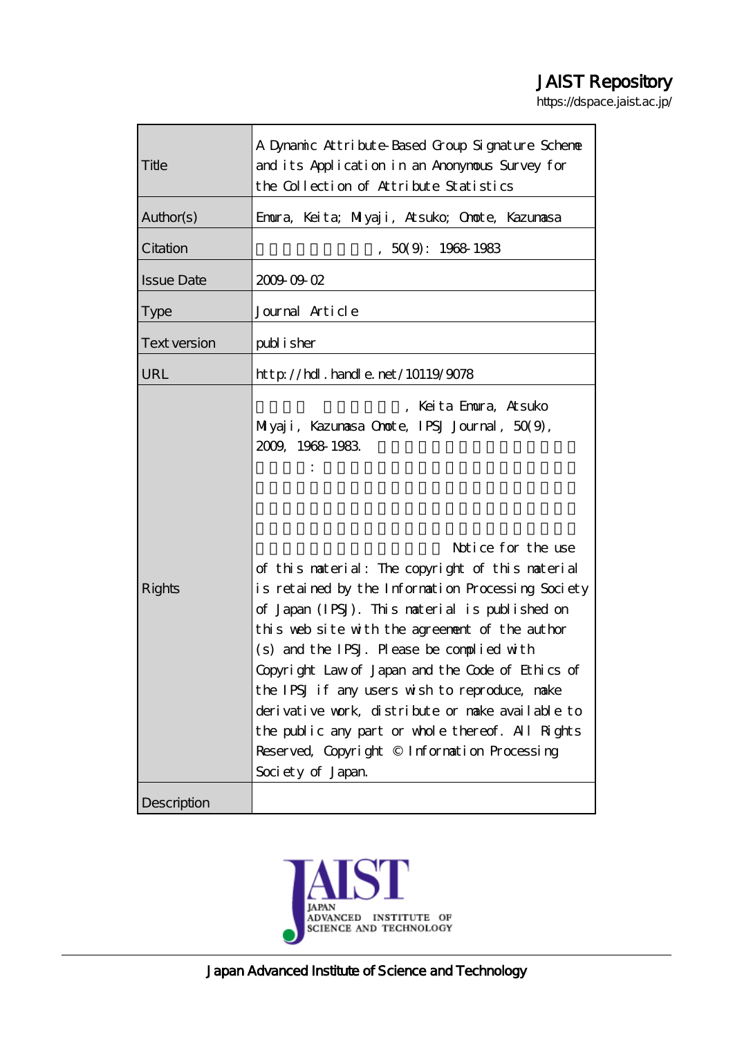# JAIST Repository

https://dspace.jaist.ac.jp/

| | |
|---|---|
| Title | A Dynamic Attribute-Based Group Signature Scheme and its Application in an Anonymous Survey for the Collection of Attribute Statistics |
| Author(s) | Emura, Keita; Miyaji, Atsuko; Omote, Kazumasa |
| Citation | , 50(9): 1968-1983 |
| Issue Date | 2009-09-02 |
| Type | Journal Article |
| Text version | publisher |
| URL | http://hdl.handle.net/10119/9078 |
| Rights | , Keita Emura, Atsuko Miyaji, Kazumasa Omote, IPSJ Journal, 50(9), 2009, 1968-1983. : Notice for the use of this material: The copyright of this material is retained by the Information Processing Society of Japan (IPSJ). This material is published on this web site with the agreement of the author (s) and the IPSJ. Please be complied with Copyright Law of Japan and the Code of Ethics of the IPSJ if any users wish to reproduce, make derivative work, distribute or make available to the public any part or whole thereof. All Rights Reserved, Copyright © Information Processing Society of Japan. |
| Description | |

Japan Advanced Institute of Science and Technology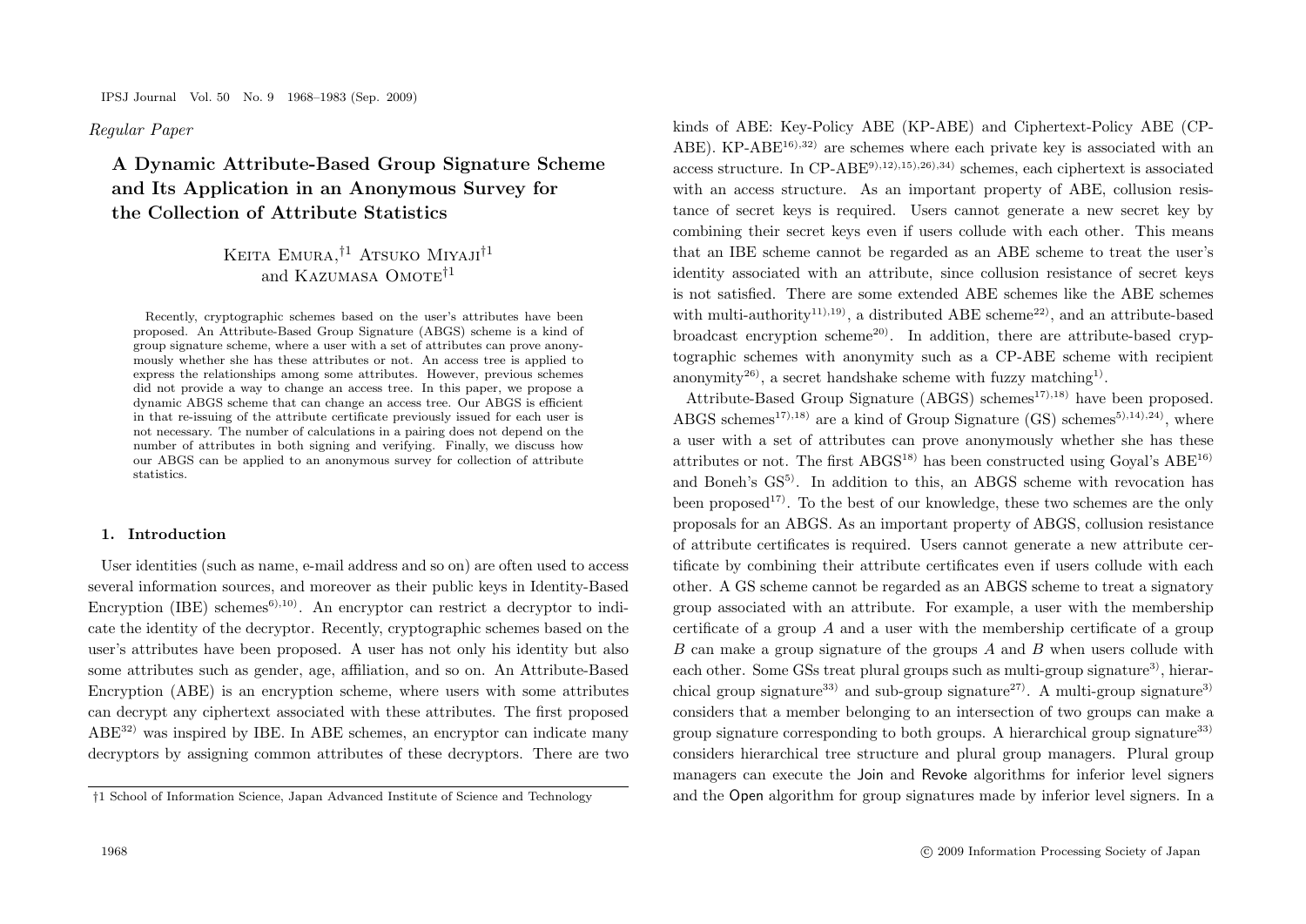## A Dynamic Attribute-Based Group Signature Scheme and Its Application in an Anonymous Survey for the Collection of Attribute Statistics

Keita Emura,[†1] Atsuko Miyaji[†1] and Kazumasa Omote[†1]

Recently, cryptographic schemes based on the user's attributes have been proposed. An Attribute-Based Group Signature (ABGS) scheme is a kind of group signature scheme, where a user with a set of attributes can prove anonymously whether she has these attributes or not. An access tree is applied to express the relationships among some attributes. However, previous schemes did not provide a way to change an access tree. In this paper, we propose a dynamic ABGS scheme that can change an access tree. Our ABGS is efficient in that re-issuing of the attribute certificate previously issued for each user is not necessary. The number of calculations in a pairing does not depend on the number of attributes in both signing and verifying. Finally, we discuss how our ABGS can be applied to an anonymous survey for collection of attribute statistics.

### 1. Introduction

User identities (such as name, e-mail address and so on) are often used to access several information sources, and moreover as their public keys in Identity-Based Encryption (IBE) schemes[6),10)]. An encryptor can restrict a decryptor to indicate the identity of the decryptor. Recently, cryptographic schemes based on the user's attributes have been proposed. A user has not only his identity but also some attributes such as gender, age, affiliation, and so on. An Attribute-Based Encryption (ABE) is an encryption scheme, where users with some attributes can decrypt any ciphertext associated with these attributes. The first proposed ABE[32)] was inspired by IBE. In ABE schemes, an encryptor can indicate many decryptors by assigning common attributes of these decryptors. There are two kinds of ABE: Key-Policy ABE (KP-ABE) and Ciphertext-Policy ABE (CP-ABE). KP-ABE[16),32)] are schemes where each private key is associated with an access structure. In CP-ABE[9),12),15),26),34)] schemes, each ciphertext is associated with an access structure. As an important property of ABE, collusion resistance of secret keys is required. Users cannot generate a new secret key by combining their secret keys even if users collude with each other. This means that an IBE scheme cannot be regarded as an ABE scheme to treat the user's identity associated with an attribute, since collusion resistance of secret keys is not satisfied. There are some extended ABE schemes like the ABE schemes with multi-authority[11),19)], a distributed ABE scheme[22)], and an attribute-based broadcast encryption scheme[20)]. In addition, there are attribute-based cryptographic schemes with anonymity such as a CP-ABE scheme with recipient anonymity[26)], a secret handshake scheme with fuzzy matching[1)].

Attribute-Based Group Signature (ABGS) schemes[17),18)] have been proposed. ABGS schemes[17),18)] are a kind of Group Signature (GS) schemes[5),14),24)], where a user with a set of attributes can prove anonymously whether she has these attributes or not. The first ABGS[18)] has been constructed using Goyal's ABE[16)] and Boneh's GS[5)]. In addition to this, an ABGS scheme with revocation has been proposed[17)]. To the best of our knowledge, these two schemes are the only proposals for an ABGS. As an important property of ABGS, collusion resistance of attribute certificates is required. Users cannot generate a new attribute certificate by combining their attribute certificates even if users collude with each other. A GS scheme cannot be regarded as an ABGS scheme to treat a signatory group associated with an attribute. For example, a user with the membership certificate of a group $A$ and a user with the membership certificate of a group $B$ can make a group signature of the groups $A$ and $B$ when users collude with each other. Some GSs treat plural groups such as multi-group signature[3)], hierarchical group signature[33)] and sub-group signature[27)]. A multi-group signature[3)] considers that a member belonging to an intersection of two groups can make a group signature corresponding to both groups. A hierarchical group signature[33)] considers hierarchical tree structure and plural group managers. Plural group managers can execute the Join and Revoke algorithms for inferior level signers and the Open algorithm for group signatures made by inferior level signers. In a

†1 School of Information Science, Japan Advanced Institute of Science and Technology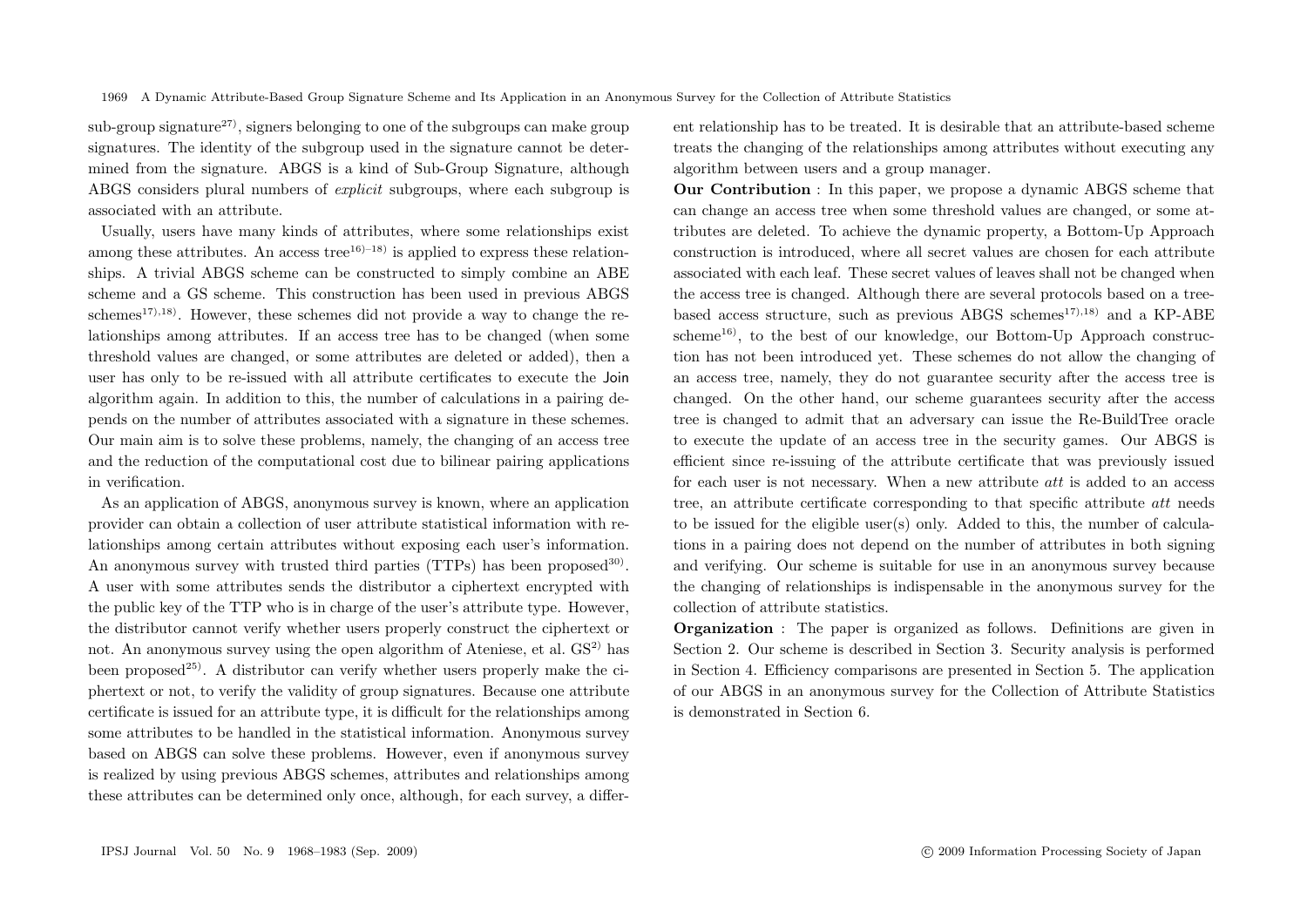sub-group signature[27], signers belonging to one of the subgroups can make group signatures. The identity of the subgroup used in the signature cannot be determined from the signature. ABGS is a kind of Sub-Group Signature, although ABGS considers plural numbers of *explicit* subgroups, where each subgroup is associated with an attribute.

Usually, users have many kinds of attributes, where some relationships exist among these attributes. An access tree[16)–18] is applied to express these relationships. A trivial ABGS scheme can be constructed to simply combine an ABE scheme and a GS scheme. This construction has been used in previous ABGS schemes[17),18]. However, these schemes did not provide a way to change the relationships among attributes. If an access tree has to be changed (when some threshold values are changed, or some attributes are deleted or added), then a user has only to be re-issued with all attribute certificates to execute the Join algorithm again. In addition to this, the number of calculations in a pairing depends on the number of attributes associated with a signature in these schemes. Our main aim is to solve these problems, namely, the changing of an access tree and the reduction of the computational cost due to bilinear pairing applications in verification.

As an application of ABGS, anonymous survey is known, where an application provider can obtain a collection of user attribute statistical information with relationships among certain attributes without exposing each user's information. An anonymous survey with trusted third parties (TTPs) has been proposed[30]. A user with some attributes sends the distributor a ciphertext encrypted with the public key of the TTP who is in charge of the user's attribute type. However, the distributor cannot verify whether users properly construct the ciphertext or not. An anonymous survey using the open algorithm of Ateniese, et al. GS[2] has been proposed[25]. A distributor can verify whether users properly make the ciphertext or not, to verify the validity of group signatures. Because one attribute certificate is issued for an attribute type, it is difficult for the relationships among some attributes to be handled in the statistical information. Anonymous survey based on ABGS can solve these problems. However, even if anonymous survey is realized by using previous ABGS schemes, attributes and relationships among these attributes can be determined only once, although, for each survey, a different relationship has to be treated. It is desirable that an attribute-based scheme treats the changing of the relationships among attributes without executing any algorithm between users and a group manager.

**Our Contribution** : In this paper, we propose a dynamic ABGS scheme that can change an access tree when some threshold values are changed, or some attributes are deleted. To achieve the dynamic property, a Bottom-Up Approach construction is introduced, where all secret values are chosen for each attribute associated with each leaf. These secret values of leaves shall not be changed when the access tree is changed. Although there are several protocols based on a tree-based access structure, such as previous ABGS schemes[17),18] and a KP-ABE scheme[16], to the best of our knowledge, our Bottom-Up Approach construction has not been introduced yet. These schemes do not allow the changing of an access tree, namely, they do not guarantee security after the access tree is changed. On the other hand, our scheme guarantees security after the access tree is changed to admit that an adversary can issue the Re-BuildTree oracle to execute the update of an access tree in the security games. Our ABGS is efficient since re-issuing of the attribute certificate that was previously issued for each user is not necessary. When a new attribute *att* is added to an access tree, an attribute certificate corresponding to that specific attribute *att* needs to be issued for the eligible user(s) only. Added to this, the number of calculations in a pairing does not depend on the number of attributes in both signing and verifying. Our scheme is suitable for use in an anonymous survey because the changing of relationships is indispensable in the anonymous survey for the collection of attribute statistics.

**Organization** : The paper is organized as follows. Definitions are given in Section 2. Our scheme is described in Section 3. Security analysis is performed in Section 4. Efficiency comparisons are presented in Section 5. The application of our ABGS in an anonymous survey for the Collection of Attribute Statistics is demonstrated in Section 6.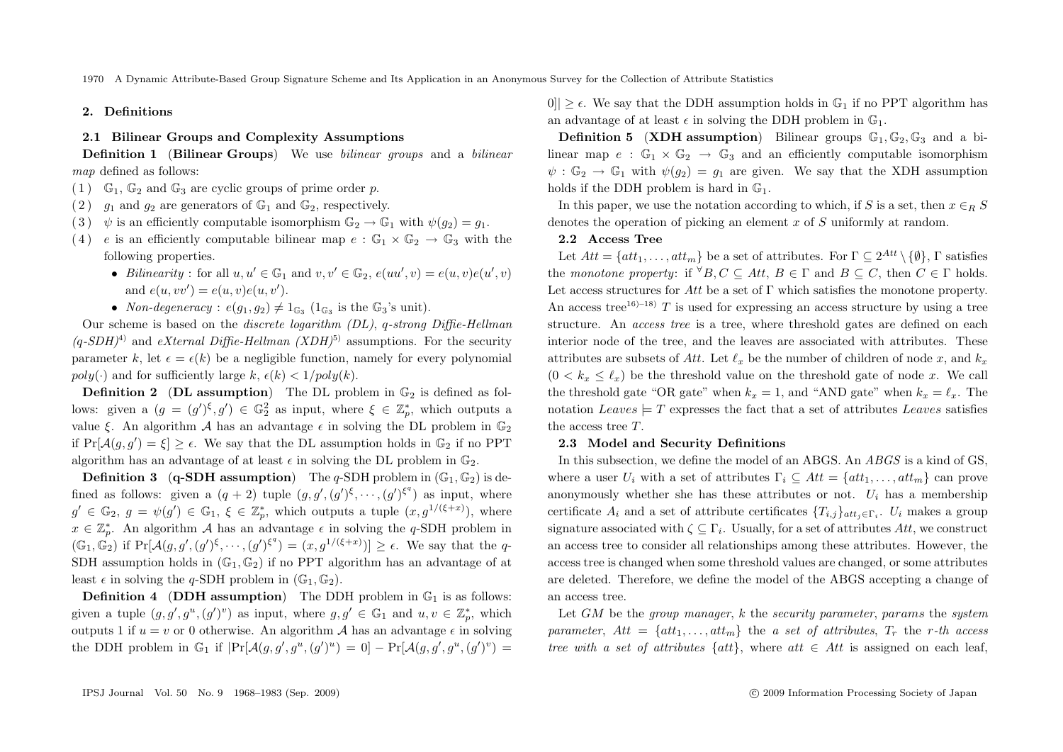## 2. Definitions

### 2.1 Bilinear Groups and Complexity Assumptions

**Definition 1** (**Bilinear Groups**) We use *bilinear groups* and a *bilinear map* defined as follows:

(1) $\mathbb{G}_1$, $\mathbb{G}_2$ and $\mathbb{G}_3$ are cyclic groups of prime order $p$.

(2) $g_1$ and $g_2$ are generators of $\mathbb{G}_1$ and $\mathbb{G}_2$, respectively.

(3) $\psi$ is an efficiently computable isomorphism $\mathbb{G}_2 \rightarrow \mathbb{G}_1$ with $\psi(g_2) = g_1$.

(4) $e$ is an efficiently computable bilinear map $e : \mathbb{G}_1 \times \mathbb{G}_2 \rightarrow \mathbb{G}_3$ with the following properties.

- *Bilinearity* : for all $u, u' \in \mathbb{G}_1$ and $v, v' \in \mathbb{G}_2$, $e(uu', v) = e(u, v)e(u', v)$ and $e(u, vv') = e(u, v)e(u, v')$.
- *Non-degeneracy* : $e(g_1, g_2) \neq 1_{\mathbb{G}_3}$ ($1_{\mathbb{G}_3}$ is the $\mathbb{G}_3$'s unit).

Our scheme is based on the *discrete logarithm (DL)*, *q-strong Diffie-Hellman (q-SDH)*[4] and *eXternal Diffie-Hellman (XDH)*[5] assumptions. For the security parameter $k$, let $\epsilon = \epsilon(k)$ be a negligible function, namely for every polynomial $poly(\cdot)$ and for sufficiently large $k$, $\epsilon(k) < 1/poly(k)$.

**Definition 2** (**DL assumption**) The DL problem in $\mathbb{G}_2$ is defined as follows: given a $(g = (g')^{\xi}, g') \in \mathbb{G}_2^2$ as input, where $\xi \in \mathbb{Z}_p^*$, which outputs a value $\xi$. An algorithm $\mathcal{A}$ has an advantage $\epsilon$ in solving the DL problem in $\mathbb{G}_2$ if $\Pr[\mathcal{A}(g, g') = \xi] \geq \epsilon$. We say that the DL assumption holds in $\mathbb{G}_2$ if no PPT algorithm has an advantage of at least $\epsilon$ in solving the DL problem in $\mathbb{G}_2$.

**Definition 3** (**q-SDH assumption**) The $q$-SDH problem in $(\mathbb{G}_1, \mathbb{G}_2)$ is defined as follows: given a $(q + 2)$ tuple $(g, g', (g')^{\xi}, \cdots, (g')^{\xi^q})$ as input, where $g' \in \mathbb{G}_2$, $g = \psi(g') \in \mathbb{G}_1$, $\xi \in \mathbb{Z}_p^*$, which outputs a tuple $(x, g^{1/(\xi+x)})$, where $x \in \mathbb{Z}_p^*$. An algorithm $\mathcal{A}$ has an advantage $\epsilon$ in solving the $q$-SDH problem in $(\mathbb{G}_1, \mathbb{G}_2)$ if $\Pr[\mathcal{A}(g, g', (g')^{\xi}, \cdots, (g')^{\xi^q}) = (x, g^{1/(\xi+x)})] \geq \epsilon$. We say that the $q$-SDH assumption holds in $(\mathbb{G}_1, \mathbb{G}_2)$ if no PPT algorithm has an advantage of at least $\epsilon$ in solving the $q$-SDH problem in $(\mathbb{G}_1, \mathbb{G}_2)$.

**Definition 4** (**DDH assumption**) The DDH problem in $\mathbb{G}_1$ is as follows: given a tuple $(g, g', g^u, (g')^v)$ as input, where $g, g' \in \mathbb{G}_1$ and $u, v \in \mathbb{Z}_p^*$, which outputs 1 if $u = v$ or 0 otherwise. An algorithm $\mathcal{A}$ has an advantage $\epsilon$ in solving the DDH problem in $\mathbb{G}_1$ if $|\Pr[\mathcal{A}(g, g', g^u, (g')^u) = 0] - \Pr[\mathcal{A}(g, g', g^u, (g')^v) = 0]| \geq \epsilon$. We say that the DDH assumption holds in $\mathbb{G}_1$ if no PPT algorithm has an advantage of at least $\epsilon$ in solving the DDH problem in $\mathbb{G}_1$.

**Definition 5** (**XDH assumption**) Bilinear groups $\mathbb{G}_1, \mathbb{G}_2, \mathbb{G}_3$ and a bilinear map $e : \mathbb{G}_1 \times \mathbb{G}_2 \rightarrow \mathbb{G}_3$ and an efficiently computable isomorphism $\psi : \mathbb{G}_2 \rightarrow \mathbb{G}_1$ with $\psi(g_2) = g_1$ are given. We say that the XDH assumption holds if the DDH problem is hard in $\mathbb{G}_1$.

In this paper, we use the notation according to which, if $S$ is a set, then $x \in_R S$ denotes the operation of picking an element $x$ of $S$ uniformly at random.

### 2.2 Access Tree

Let $Att = \{att_1, \ldots, att_m\}$ be a set of attributes. For $\Gamma \subseteq 2^{Att} \setminus \{\emptyset\}$, $\Gamma$ satisfies the *monotone property*: if ${}^{\forall}B, C \subseteq Att$, $B \in \Gamma$ and $B \subseteq C$, then $C \in \Gamma$ holds. Let access structures for $Att$ be a set of $\Gamma$ which satisfies the monotone property. An access tree[16)–18)] $T$ is used for expressing an access structure by using a tree structure. An *access tree* is a tree, where threshold gates are defined on each interior node of the tree, and the leaves are associated with attributes. These attributes are subsets of $Att$. Let $\ell_x$ be the number of children of node $x$, and $k_x$ ($0 < k_x \leq \ell_x$) be the threshold value on the threshold gate of node $x$. We call the threshold gate "OR gate" when $k_x = 1$, and "AND gate" when $k_x = \ell_x$. The notation $Leaves \models T$ expresses the fact that a set of attributes $Leaves$ satisfies the access tree $T$.

### 2.3 Model and Security Definitions

In this subsection, we define the model of an ABGS. An *ABGS* is a kind of GS, where a user $U_i$ with a set of attributes $\Gamma_i \subseteq Att = \{att_1, \ldots, att_m\}$ can prove anonymously whether she has these attributes or not. $U_i$ has a membership certificate $A_i$ and a set of attribute certificates $\{T_{i,j}\}_{att_j \in \Gamma_i}$. $U_i$ makes a group signature associated with $\zeta \subseteq \Gamma_i$. Usually, for a set of attributes $Att$, we construct an access tree to consider all relationships among these attributes. However, the access tree is changed when some threshold values are changed, or some attributes are deleted. Therefore, we define the model of the ABGS accepting a change of an access tree.

Let $GM$ be the *group manager*, $k$ the *security parameter*, *params* the *system parameter*, $Att = \{att_1, \ldots, att_m\}$ the *a set of attributes*, $T_r$ the *r-th access tree with a set of attributes* $\{att\}$, where $att \in Att$ is assigned on each leaf,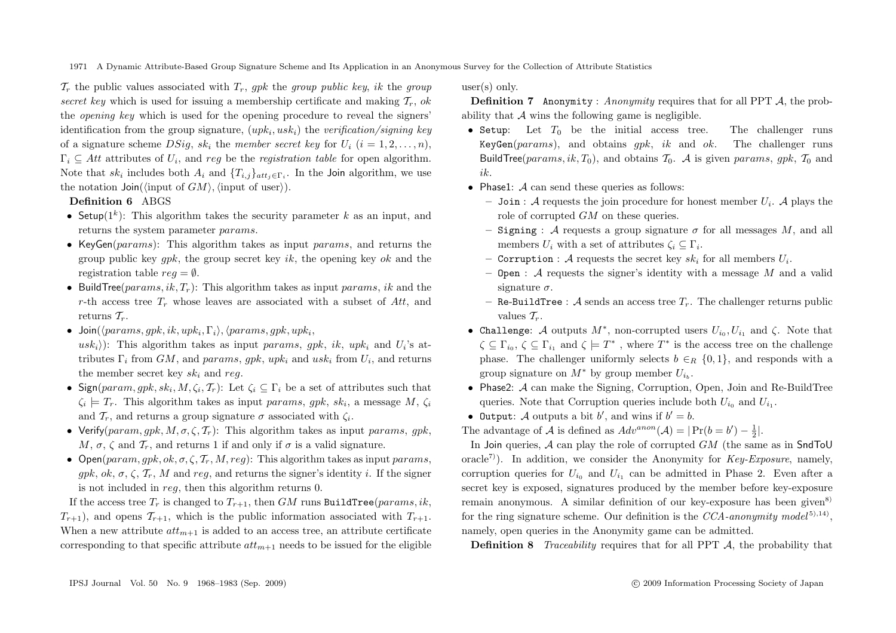$\mathcal{T}_r$ the public values associated with $T_r$, *gpk* the *group public key*, *ik* the *group secret key* which is used for issuing a membership certificate and making $\mathcal{T}_r$, *ok* the *opening key* which is used for the opening procedure to reveal the signers' identification from the group signature, $(upk_i, usk_i)$ the *verification/signing key* of a signature scheme *DSig*, $sk_i$ the *member secret key* for $U_i$ $(i = 1, 2, \ldots, n)$, $\Gamma_i \subseteq Att$ attributes of $U_i$, and *reg* be the *registration table* for open algorithm. Note that $sk_i$ includes both $A_i$ and $\{T_{i,j}\}_{att_j \in \Gamma_i}$. In the Join algorithm, we use the notation $\mathsf{Join}(\langle \text{input of } GM \rangle, \langle \text{input of user} \rangle)$.

**Definition 6** ABGS

- $\mathsf{Setup}(1^k)$: This algorithm takes the security parameter $k$ as an input, and returns the system parameter *params*.
- $\mathsf{KeyGen}(params)$: This algorithm takes as input *params*, and returns the group public key *gpk*, the group secret key *ik*, the opening key *ok* and the registration table $reg = \emptyset$.
- $\mathsf{BuildTree}(params, ik, T_r)$: This algorithm takes as input *params*, *ik* and the $r$-th access tree $T_r$ whose leaves are associated with a subset of *Att*, and returns $\mathcal{T}_r$.
- $\mathsf{Join}(\langle params, gpk, ik, upk_i, \Gamma_i \rangle, \langle params, gpk, upk_i, usk_i \rangle)$: This algorithm takes as input *params*, *gpk*, *ik*, $upk_i$ and $U_i$'s attributes $\Gamma_i$ from *GM*, and *params*, *gpk*, $upk_i$ and $usk_i$ from $U_i$, and returns the member secret key $sk_i$ and *reg*.
- $\mathsf{Sign}(param, gpk, sk_i, M, \zeta_i, \mathcal{T}_r)$: Let $\zeta_i \subseteq \Gamma_i$ be a set of attributes such that $\zeta_i \models T_r$. This algorithm takes as input *params*, *gpk*, $sk_i$, a message $M$, $\zeta_i$ and $\mathcal{T}_r$, and returns a group signature $\sigma$ associated with $\zeta_i$.
- $\mathsf{Verify}(param, gpk, M, \sigma, \zeta, \mathcal{T}_r)$: This algorithm takes as input *params*, *gpk*, $M$, $\sigma$, $\zeta$ and $\mathcal{T}_r$, and returns 1 if and only if $\sigma$ is a valid signature.
- $\mathsf{Open}(param, gpk, ok, \sigma, \zeta, \mathcal{T}_r, M, reg)$: This algorithm takes as input *params*, *gpk*, *ok*, $\sigma$, $\zeta$, $\mathcal{T}_r$, $M$ and *reg*, and returns the signer's identity $i$. If the signer is not included in *reg*, then this algorithm returns 0.

If the access tree $T_r$ is changed to $T_{r+1}$, then *GM* runs $\mathtt{BuildTree}(params, ik, T_{r+1})$, and opens $\mathcal{T}_{r+1}$, which is the public information associated with $T_{r+1}$. When a new attribute $att_{m+1}$ is added to an access tree, an attribute certificate corresponding to that specific attribute $att_{m+1}$ needs to be issued for the eligible user(s) only.

**Definition 7** $\mathtt{Anonymity}$ : *Anonymity* requires that for all PPT $\mathcal{A}$, the probability that $\mathcal{A}$ wins the following game is negligible.

- $\mathtt{Setup}$: Let $T_0$ be the initial access tree. The challenger runs $\mathtt{KeyGen}(params)$, and obtains *gpk*, *ik* and *ok*. The challenger runs $\mathsf{BuildTree}(params, ik, T_0)$, and obtains $\mathcal{T}_0$. $\mathcal{A}$ is given *params*, *gpk*, $\mathcal{T}_0$ and *ik*.
- Phase1: $\mathcal{A}$ can send these queries as follows:
  - $\mathtt{Join}$ : $\mathcal{A}$ requests the join procedure for honest member $U_i$. $\mathcal{A}$ plays the role of corrupted *GM* on these queries.
  - $\mathtt{Signing}$ : $\mathcal{A}$ requests a group signature $\sigma$ for all messages $M$, and all members $U_i$ with a set of attributes $\zeta_i \subseteq \Gamma_i$.
  - $\mathtt{Corruption}$ : $\mathcal{A}$ requests the secret key $sk_i$ for all members $U_i$.
  - $\mathtt{Open}$ : $\mathcal{A}$ requests the signer's identity with a message $M$ and a valid signature $\sigma$.
  - $\mathtt{Re\text{-}BuildTree}$ : $\mathcal{A}$ sends an access tree $T_r$. The challenger returns public values $\mathcal{T}_r$.
- $\mathtt{Challenge}$: $\mathcal{A}$ outputs $M^*$, non-corrupted users $U_{i_0}, U_{i_1}$ and $\zeta$. Note that $\zeta \subseteq \Gamma_{i_0}$, $\zeta \subseteq \Gamma_{i_1}$ and $\zeta \models T^*$ , where $T^*$ is the access tree on the challenge phase. The challenger uniformly selects $b \in_R \{0, 1\}$, and responds with a group signature on $M^*$ by group member $U_{i_b}$.
- Phase2: $\mathcal{A}$ can make the Signing, Corruption, Open, Join and Re-BuildTree queries. Note that Corruption queries include both $U_{i_0}$ and $U_{i_1}$.
- $\mathtt{Output}$: $\mathcal{A}$ outputs a bit $b'$, and wins if $b' = b$.

The advantage of $\mathcal{A}$ is defined as $Adv^{anon}(\mathcal{A}) = |\Pr(b = b') - \frac{1}{2}|$.

In Join queries, $\mathcal{A}$ can play the role of corrupted *GM* (the same as in $\mathsf{SndToU}$ oracle[7]). In addition, we consider the Anonymity for *Key-Exposure*, namely, corruption queries for $U_{i_0}$ and $U_{i_1}$ can be admitted in Phase 2. Even after a secret key is exposed, signatures produced by the member before key-exposure remain anonymous. A similar definition of our key-exposure has been given[8] for the ring signature scheme. Our definition is the *CCA-anonymity model*[5),14)], namely, open queries in the Anonymity game can be admitted.

**Definition 8** *Traceability* requires that for all PPT $\mathcal{A}$, the probability that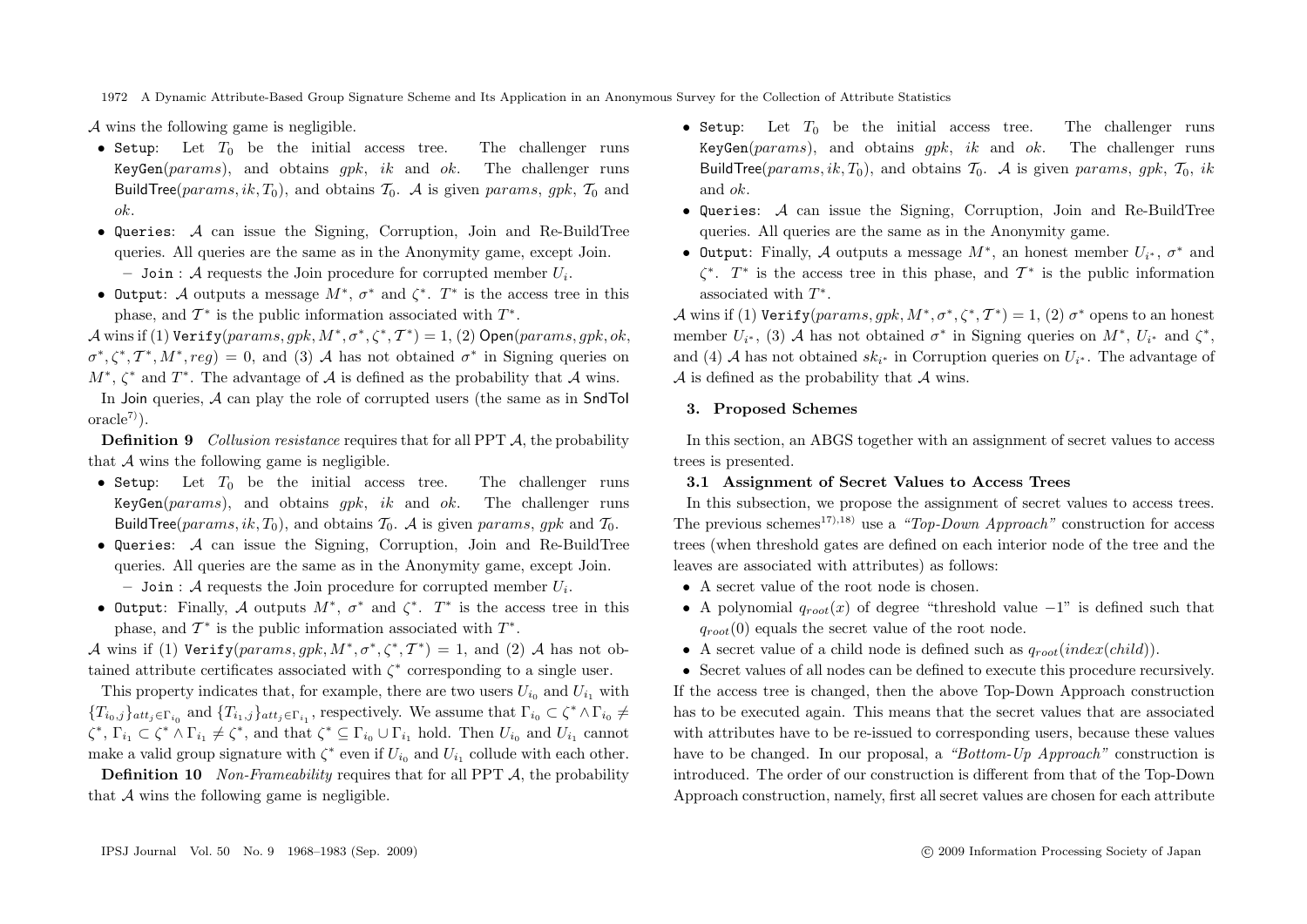$\mathcal{A}$ wins the following game is negligible.

- `Setup`: Let $T_0$ be the initial access tree. The challenger runs `KeyGen`$(params)$, and obtains $gpk$, $ik$ and $ok$. The challenger runs $\mathsf{BuildTree}(params, ik, T_0)$, and obtains $\mathcal{T}_0$. $\mathcal{A}$ is given $params$, $gpk$, $\mathcal{T}_0$ and $ok$.
- `Queries`: $\mathcal{A}$ can issue the Signing, Corruption, Join and Re-BuildTree queries. All queries are the same as in the Anonymity game, except Join.
  - `Join` : $\mathcal{A}$ requests the Join procedure for corrupted member $U_i$.
- `Output`: $\mathcal{A}$ outputs a message $M^*$, $\sigma^*$ and $\zeta^*$. $T^*$ is the access tree in this phase, and $\mathcal{T}^*$ is the public information associated with $T^*$.

$\mathcal{A}$ wins if (1) `Verify`$(params, gpk, M^*, \sigma^*, \zeta^*, \mathcal{T}^*) = 1$, (2) $\mathsf{Open}(params, gpk, ok, \sigma^*, \zeta^*, \mathcal{T}^*, M^*, reg) = 0$, and (3) $\mathcal{A}$ has not obtained $\sigma^*$ in Signing queries on $M^*$, $\zeta^*$ and $T^*$. The advantage of $\mathcal{A}$ is defined as the probability that $\mathcal{A}$ wins.

In $\mathsf{Join}$ queries, $\mathcal{A}$ can play the role of corrupted users (the same as in $\mathsf{SndToI}$ oracle[7]).

**Definition 9** *Collusion resistance* requires that for all PPT $\mathcal{A}$, the probability that $\mathcal{A}$ wins the following game is negligible.

- `Setup`: Let $T_0$ be the initial access tree. The challenger runs `KeyGen`$(params)$, and obtains $gpk$, $ik$ and $ok$. The challenger runs $\mathsf{BuildTree}(params, ik, T_0)$, and obtains $\mathcal{T}_0$. $\mathcal{A}$ is given $params$, $gpk$ and $\mathcal{T}_0$.
- `Queries`: $\mathcal{A}$ can issue the Signing, Corruption, Join and Re-BuildTree queries. All queries are the same as in the Anonymity game, except Join.
  - `Join` : $\mathcal{A}$ requests the Join procedure for corrupted member $U_i$.
- `Output`: Finally, $\mathcal{A}$ outputs $M^*$, $\sigma^*$ and $\zeta^*$. $T^*$ is the access tree in this phase, and $\mathcal{T}^*$ is the public information associated with $T^*$.

$\mathcal{A}$ wins if (1) `Verify`$(params, gpk, M^*, \sigma^*, \zeta^*, \mathcal{T}^*) = 1$, and (2) $\mathcal{A}$ has not obtained attribute certificates associated with $\zeta^*$ corresponding to a single user.

This property indicates that, for example, there are two users $U_{i_0}$ and $U_{i_1}$ with $\{T_{i_0,j}\}_{att_j \in \Gamma_{i_0}}$ and $\{T_{i_1,j}\}_{att_j \in \Gamma_{i_1}}$, respectively. We assume that $\Gamma_{i_0} \subset \zeta^* \wedge \Gamma_{i_0} \neq \zeta^*$, $\Gamma_{i_1} \subset \zeta^* \wedge \Gamma_{i_1} \neq \zeta^*$, and that $\zeta^* \subseteq \Gamma_{i_0} \cup \Gamma_{i_1}$ hold. Then $U_{i_0}$ and $U_{i_1}$ cannot make a valid group signature with $\zeta^*$ even if $U_{i_0}$ and $U_{i_1}$ collude with each other.

**Definition 10** *Non-Frameability* requires that for all PPT $\mathcal{A}$, the probability that $\mathcal{A}$ wins the following game is negligible.

- `Setup`: Let $T_0$ be the initial access tree. The challenger runs `KeyGen`$(params)$, and obtains $gpk$, $ik$ and $ok$. The challenger runs $\mathsf{BuildTree}(params, ik, T_0)$, and obtains $\mathcal{T}_0$. $\mathcal{A}$ is given $params$, $gpk$, $\mathcal{T}_0$, $ik$ and $ok$.
- `Queries`: $\mathcal{A}$ can issue the Signing, Corruption, Join and Re-BuildTree queries. All queries are the same as in the Anonymity game.
- `Output`: Finally, $\mathcal{A}$ outputs a message $M^*$, an honest member $U_{i^*}$, $\sigma^*$ and $\zeta^*$. $T^*$ is the access tree in this phase, and $\mathcal{T}^*$ is the public information associated with $T^*$.

$\mathcal{A}$ wins if (1) `Verify`$(params, gpk, M^*, \sigma^*, \zeta^*, \mathcal{T}^*) = 1$, (2) $\sigma^*$ opens to an honest member $U_{i^*}$, (3) $\mathcal{A}$ has not obtained $\sigma^*$ in Signing queries on $M^*$, $U_{i^*}$ and $\zeta^*$, and (4) $\mathcal{A}$ has not obtained $sk_{i^*}$ in Corruption queries on $U_{i^*}$. The advantage of $\mathcal{A}$ is defined as the probability that $\mathcal{A}$ wins.

## 3. Proposed Schemes

In this section, an ABGS together with an assignment of secret values to access trees is presented.

### 3.1 Assignment of Secret Values to Access Trees

In this subsection, we propose the assignment of secret values to access trees. The previous schemes[17),18)] use a *"Top-Down Approach"* construction for access trees (when threshold gates are defined on each interior node of the tree and the leaves are associated with attributes) as follows:

- A secret value of the root node is chosen.
- A polynomial $q_{root}(x)$ of degree "threshold value $-1$" is defined such that $q_{root}(0)$ equals the secret value of the root node.
- A secret value of a child node is defined such as $q_{root}(index(child))$.
- Secret values of all nodes can be defined to execute this procedure recursively.

If the access tree is changed, then the above Top-Down Approach construction has to be executed again. This means that the secret values that are associated with attributes have to be re-issued to corresponding users, because these values have to be changed. In our proposal, a *"Bottom-Up Approach"* construction is introduced. The order of our construction is different from that of the Top-Down Approach construction, namely, first all secret values are chosen for each attribute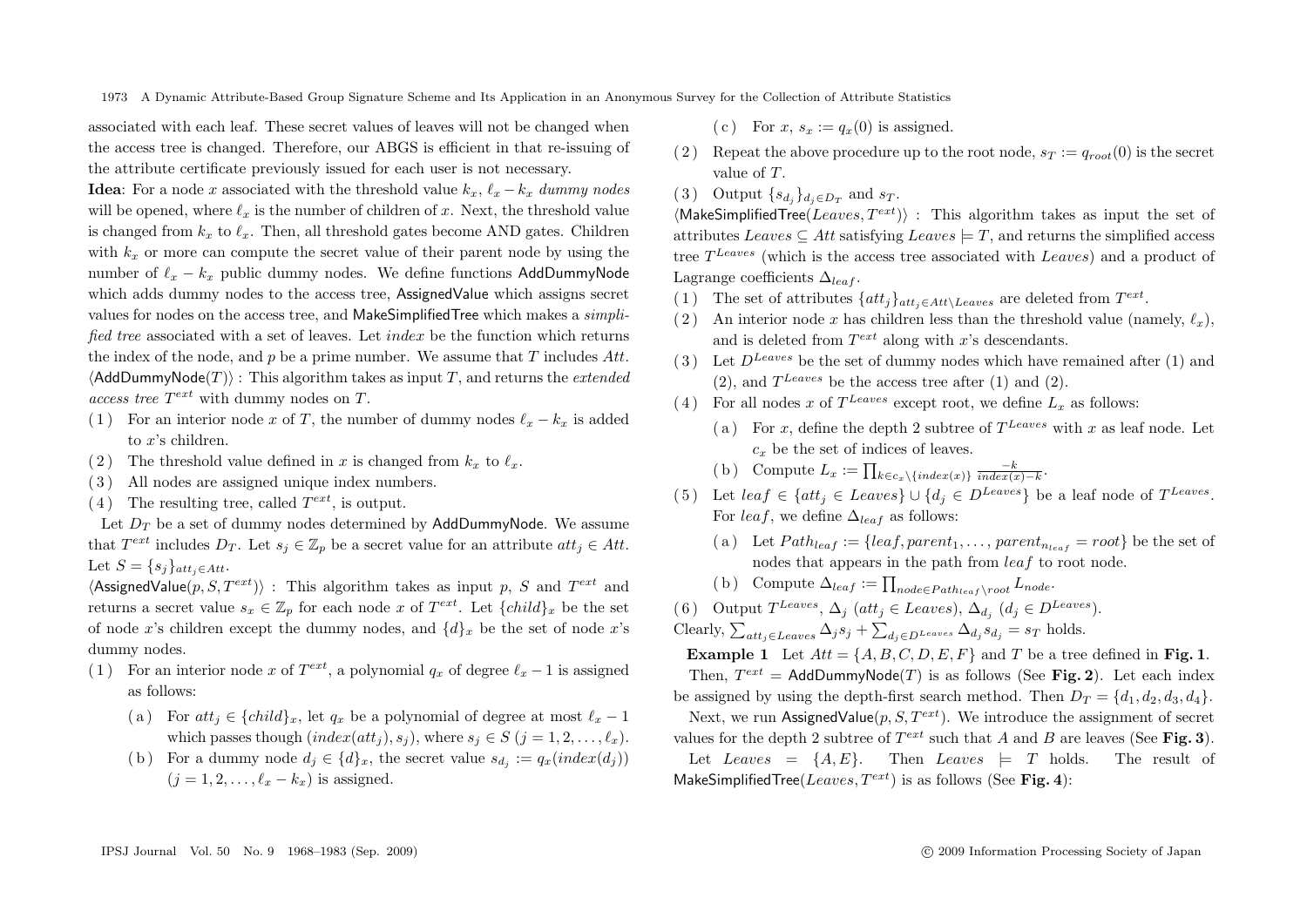associated with each leaf. These secret values of leaves will not be changed when the access tree is changed. Therefore, our ABGS is efficient in that re-issuing of the attribute certificate previously issued for each user is not necessary.

**Idea**: For a node $x$ associated with the threshold value $k_x$, $\ell_x - k_x$ *dummy nodes* will be opened, where $\ell_x$ is the number of children of $x$. Next, the threshold value is changed from $k_x$ to $\ell_x$. Then, all threshold gates become AND gates. Children with $k_x$ or more can compute the secret value of their parent node by using the number of $\ell_x - k_x$ public dummy nodes. We define functions AddDummyNode which adds dummy nodes to the access tree, AssignedValue which assigns secret values for nodes on the access tree, and MakeSimplifiedTree which makes a *simplified tree* associated with a set of leaves. Let *index* be the function which returns the index of the node, and $p$ be a prime number. We assume that $T$ includes $Att$.

$\langle$AddDummyNode$(T)\rangle$ : This algorithm takes as input $T$, and returns the *extended access tree* $T^{ext}$ with dummy nodes on $T$.

(1) For an interior node $x$ of $T$, the number of dummy nodes $\ell_x - k_x$ is added to $x$'s children.

(2) The threshold value defined in $x$ is changed from $k_x$ to $\ell_x$.

(3) All nodes are assigned unique index numbers.

(4) The resulting tree, called $T^{ext}$, is output.

Let $D_T$ be a set of dummy nodes determined by AddDummyNode. We assume that $T^{ext}$ includes $D_T$. Let $s_j \in \mathbb{Z}_p$ be a secret value for an attribute $att_j \in Att$. Let $S = \{s_j\}_{att_j \in Att}$.

$\langle$AssignedValue$(p, S, T^{ext})\rangle$ : This algorithm takes as input $p$, $S$ and $T^{ext}$ and returns a secret value $s_x \in \mathbb{Z}_p$ for each node $x$ of $T^{ext}$. Let $\{child\}_x$ be the set of node $x$'s children except the dummy nodes, and $\{d\}_x$ be the set of node $x$'s dummy nodes.

(1) For an interior node $x$ of $T^{ext}$, a polynomial $q_x$ of degree $\ell_x - 1$ is assigned as follows:

  (a) For $att_j \in \{child\}_x$, let $q_x$ be a polynomial of degree at most $\ell_x - 1$ which passes though $(index(att_j), s_j)$, where $s_j \in S$ $(j = 1, 2, \ldots, \ell_x)$.

  (b) For a dummy node $d_j \in \{d\}_x$, the secret value $s_{d_j} := q_x(index(d_j))$ $(j = 1, 2, \ldots, \ell_x - k_x)$ is assigned.

  (c) For $x$, $s_x := q_x(0)$ is assigned.

(2) Repeat the above procedure up to the root node, $s_T := q_{root}(0)$ is the secret value of $T$.

(3) Output $\{s_{d_j}\}_{d_j \in D_T}$ and $s_T$.

$\langle$MakeSimplifiedTree$(Leaves, T^{ext})\rangle$ : This algorithm takes as input the set of attributes $Leaves \subseteq Att$ satisfying $Leaves \models T$, and returns the simplified access tree $T^{Leaves}$ (which is the access tree associated with $Leaves$) and a product of Lagrange coefficients $\Delta_{leaf}$.

(1) The set of attributes $\{att_j\}_{att_j \in Att \setminus Leaves}$ are deleted from $T^{ext}$.

(2) An interior node $x$ has children less than the threshold value (namely, $\ell_x$), and is deleted from $T^{ext}$ along with $x$'s descendants.

(3) Let $D^{Leaves}$ be the set of dummy nodes which have remained after (1) and (2), and $T^{Leaves}$ be the access tree after (1) and (2).

(4) For all nodes $x$ of $T^{Leaves}$ except root, we define $L_x$ as follows:

  (a) For $x$, define the depth 2 subtree of $T^{Leaves}$ with $x$ as leaf node. Let $c_x$ be the set of indices of leaves.

  (b) Compute $L_x := \prod_{k \in c_x \setminus \{index(x)\}} \frac{-k}{index(x) - k}$.

(5) Let $leaf \in \{att_j \in Leaves\} \cup \{d_j \in D^{Leaves}\}$ be a leaf node of $T^{Leaves}$. For $leaf$, we define $\Delta_{leaf}$ as follows:

  (a) Let $Path_{leaf} := \{leaf, parent_1, \ldots, parent_{n_{leaf}} = root\}$ be the set of nodes that appears in the path from $leaf$ to root node.

  (b) Compute $\Delta_{leaf} := \prod_{node \in Path_{leaf} \setminus root} L_{node}$.

(6) Output $T^{Leaves}$, $\Delta_j$ $(att_j \in Leaves)$, $\Delta_{d_j}$ $(d_j \in D^{Leaves})$.

Clearly, $\sum_{att_j \in Leaves} \Delta_j s_j + \sum_{d_j \in D^{Leaves}} \Delta_{d_j} s_{d_j} = s_T$ holds.

**Example 1** Let $Att = \{A, B, C, D, E, F\}$ and $T$ be a tree defined in **Fig. 1**. Then, $T^{ext} = $ AddDummyNode$(T)$ is as follows (See **Fig. 2**). Let each index be assigned by using the depth-first search method. Then $D_T = \{d_1, d_2, d_3, d_4\}$.

Next, we run AssignedValue$(p, S, T^{ext})$. We introduce the assignment of secret values for the depth 2 subtree of $T^{ext}$ such that $A$ and $B$ are leaves (See **Fig. 3**).

Let $Leaves = \{A, E\}$. Then $Leaves \models T$ holds. The result of MakeSimplifiedTree$(Leaves, T^{ext})$ is as follows (See **Fig. 4**):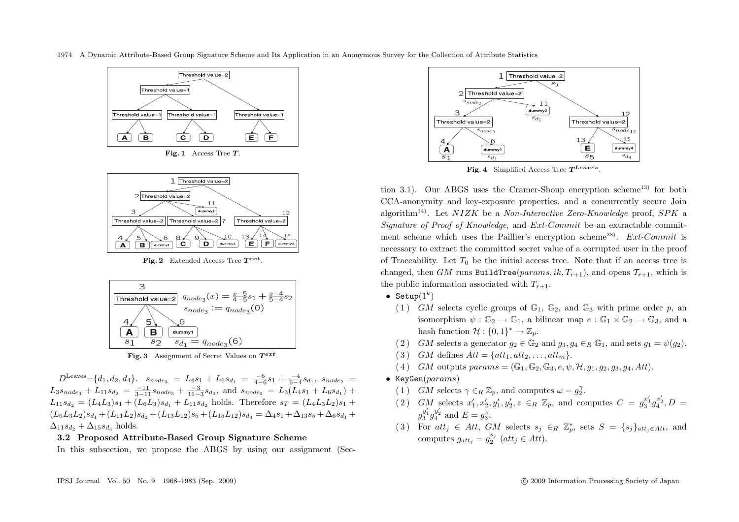Fig. 1 Access Tree $T$.

Fig. 2 Extended Access Tree $T^{ext}$.

Fig. 3 Assignment of Secret Values on $T^{ext}$.

$D^{\text{Leaves}}=\{d_1, d_2, d_4\}$. $s_{node_3} = L_4 s_1 + L_6 s_{d_1} = \frac{-6}{4-6}s_1 + \frac{-4}{6-4}s_{d_1}$, $s_{node_2} = L_3 s_{node_3} + L_{11} s_{d_2} = \frac{-11}{3-11}s_{node_3} + \frac{-3}{11-3}s_{d_2}$, and $s_{node_2} = L_3(L_4 s_1 + L_6 s_{d_1}) + L_{11} s_{d_2} = (L_4 L_3)s_1 + (L_6 L_3)s_{d_1} + L_{11} s_{d_2}$ holds. Therefore $s_T = (L_4 L_3 L_2)s_1 + (L_6 L_3 L_2)s_{d_1} + (L_{11} L_2)s_{d_2} + (L_{13} L_{12})s_5 + (L_{15} L_{12})s_{d_4} = \Delta_4 s_1 + \Delta_{13} s_5 + \Delta_6 s_{d_1} + \Delta_{11} s_{d_2} + \Delta_{15} s_{d_4}$ holds.

### 3.2 Proposed Attribute-Based Group Signature Scheme

In this subsection, we propose the ABGS by using our assignment (Section 3.1). Our ABGS uses the Cramer-Shoup encryption scheme[13] for both CCA-anonymity and key-exposure properties, and a concurrently secure Join algorithm[14]. Let $NIZK$ be a *Non-Interactive Zero-Knowledge* proof, $SPK$ a *Signature of Proof of Knowledge*, and *Ext-Commit* be an extractable commitment scheme which uses the Paillier's encryption scheme[28]. *Ext-Commit* is necessary to extract the committed secret value of a corrupted user in the proof of Traceability. Let $T_0$ be the initial access tree. Note that if an access tree is changed, then $GM$ runs $\texttt{BuildTree}(params, ik, T_{r+1})$, and opens $\mathcal{T}_{r+1}$, which is the public information associated with $T_{r+1}$.

Fig. 4 Simplified Access Tree $T^{Leaves}$.

- $\texttt{Setup}(1^k)$
  1. $GM$ selects cyclic groups of $\mathbb{G}_1$, $\mathbb{G}_2$, and $\mathbb{G}_3$ with prime order $p$, an isomorphism $\psi : \mathbb{G}_2 \to \mathbb{G}_1$, a bilinear map $e : \mathbb{G}_1 \times \mathbb{G}_2 \to \mathbb{G}_3$, and a hash function $\mathcal{H} : \{0,1\}^* \to \mathbb{Z}_p$.
  2. $GM$ selects a generator $g_2 \in \mathbb{G}_2$ and $g_3, g_4 \in_R \mathbb{G}_1$, and sets $g_1 = \psi(g_2)$.
  3. $GM$ defines $Att = \{att_1, att_2, \ldots, att_m\}$.
  4. $GM$ outputs $params = (\mathbb{G}_1, \mathbb{G}_2, \mathbb{G}_3, e, \psi, \mathcal{H}, g_1, g_2, g_3, g_4, Att)$.
- $\texttt{KeyGen}(params)$
  1. $GM$ selects $\gamma \in_R \mathbb{Z}_p$, and computes $\omega = g_2^{\gamma}$.
  2. $GM$ selects $x_1', x_2', y_1', y_2', z \in_R \mathbb{Z}_p$, and computes $C = g_3^{x_1'} g_4^{x_2'}$, $D = g_3^{y_1'} g_4^{y_2'}$ and $E = g_3^{z}$.
  3. For $att_j \in Att$, $GM$ selects $s_j \in_R \mathbb{Z}_p^*$, sets $S = \{s_j\}_{att_j \in Att}$, and computes $g_{att_j} = g_2^{s_j}$ $(att_j \in Att)$.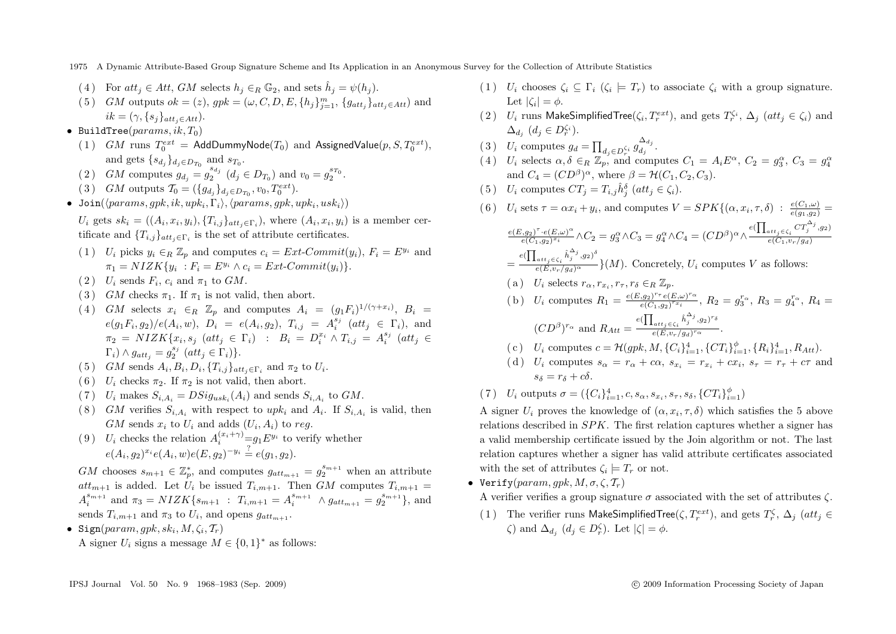(4) For $att_j \in Att$, $GM$ selects $h_j \in_R \mathbb{G}_2$, and sets $\hat{h}_j = \psi(h_j)$.

(5) $GM$ outputs $ok = (z)$, $gpk = (\omega, C, D, E, \{h_j\}_{j=1}^m, \{g_{att_j}\}_{att_j \in Att})$ and $ik = (\gamma, \{s_j\}_{att_j \in Att})$.

- $\mathtt{BuildTree}(params, ik, T_0)$

(1) $GM$ runs $T_0^{ext} = \mathsf{AddDummyNode}(T_0)$ and $\mathsf{AssignedValue}(p, S, T_0^{ext})$, and gets $\{s_{d_j}\}_{d_j \in D_{T_0}}$ and $s_{T_0}$.

(2) $GM$ computes $g_{d_j} = g_2^{s_{d_j}}$ $(d_j \in D_{T_0})$ and $v_0 = g_2^{s_{T_0}}$.

(3) $GM$ outputs $\mathcal{T}_0 = (\{g_{d_j}\}_{d_j \in D_{T_0}}, v_0, T_0^{ext})$.

- $\mathtt{Join}(\langle params, gpk, ik, upk_i, \Gamma_i \rangle, \langle params, gpk, upk_i, usk_i \rangle)$

$U_i$ gets $sk_i = ((A_i, x_i, y_i), \{T_{i,j}\}_{att_j \in \Gamma_i})$, where $(A_i, x_i, y_i)$ is a member certificate and $\{T_{i,j}\}_{att_j \in \Gamma_i}$ is the set of attribute certificates.

(1) $U_i$ picks $y_i \in_R \mathbb{Z}_p$ and computes $c_i = Ext\text{-}Commit(y_i)$, $F_i = E^{y_i}$ and $\pi_1 = NIZK\{y_i : F_i = E^{y_i} \wedge c_i = Ext\text{-}Commit(y_i)\}$.

(2) $U_i$ sends $F_i$, $c_i$ and $\pi_1$ to $GM$.

(3) $GM$ checks $\pi_1$. If $\pi_1$ is not valid, then abort.

(4) $GM$ selects $x_i \in_R \mathbb{Z}_p$ and computes $A_i = (g_1 F_i)^{1/(\gamma + x_i)}$, $B_i = e(g_1 F_i, g_2)/e(A_i, w)$, $D_i = e(A_i, g_2)$, $T_{i,j} = A_i^{s_j}$ $(att_j \in \Gamma_i)$, and $\pi_2 = NIZK\{x_i, s_j\ (att_j \in \Gamma_i) : B_i = D_i^{x_i} \wedge T_{i,j} = A_i^{s_j}\ (att_j \in \Gamma_i) \wedge g_{att_j} = g_2^{s_j}\ (att_j \in \Gamma_i)\}$.

(5) $GM$ sends $A_i, B_i, D_i, \{T_{i,j}\}_{att_j \in \Gamma_i}$ and $\pi_2$ to $U_i$.

(6) $U_i$ checks $\pi_2$. If $\pi_2$ is not valid, then abort.

(7) $U_i$ makes $S_{i,A_i} = DSig_{usk_i}(A_i)$ and sends $S_{i,A_i}$ to $GM$.

(8) $GM$ verifies $S_{i,A_i}$ with respect to $upk_i$ and $A_i$. If $S_{i,A_i}$ is valid, then $GM$ sends $x_i$ to $U_i$ and adds $(U_i, A_i)$ to $reg$.

(9) $U_i$ checks the relation $A_i^{(x_i+\gamma)} = g_1 E^{y_i}$ to verify whether $e(A_i, g_2)^{x_i} e(A_i, w) e(E, g_2)^{-y_i} \stackrel{?}{=} e(g_1, g_2)$.

$GM$ chooses $s_{m+1} \in \mathbb{Z}_p^*$, and computes $g_{att_{m+1}} = g_2^{s_{m+1}}$ when an attribute $att_{m+1}$ is added. Let $U_i$ be issued $T_{i,m+1}$. Then $GM$ computes $T_{i,m+1} = A_i^{s_{m+1}}$ and $\pi_3 = NIZK\{s_{m+1} : T_{i,m+1} = A_i^{s_{m+1}} \wedge g_{att_{m+1}} = g_2^{s_{m+1}}\}$, and sends $T_{i,m+1}$ and $\pi_3$ to $U_i$, and opens $g_{att_{m+1}}$.

- $\mathtt{Sign}(param, gpk, sk_i, M, \zeta_i, \mathcal{T}_r)$

A signer $U_i$ signs a message $M \in \{0,1\}^*$ as follows:

(1) $U_i$ chooses $\zeta_i \subseteq \Gamma_i$ $(\zeta_i \models T_r)$ to associate $\zeta_i$ with a group signature. Let $|\zeta_i| = \phi$.

(2) $U_i$ runs $\mathsf{MakeSimplifiedTree}(\zeta_i, T_r^{ext})$, and gets $T_r^{\zeta_i}$, $\Delta_j$ $(att_j \in \zeta_i)$ and $\Delta_{d_j}$ $(d_j \in D_r^{\zeta_i})$.

(3) $U_i$ computes $g_d = \prod_{d_j \in D_r^{\zeta_i}} g_{d_j}^{\Delta_{d_j}}$.

(4) $U_i$ selects $\alpha, \delta \in_R \mathbb{Z}_p$, and computes $C_1 = A_i E^{\alpha}$, $C_2 = g_3^{\alpha}$, $C_3 = g_4^{\alpha}$ and $C_4 = (CD^{\beta})^{\alpha}$, where $\beta = \mathcal{H}(C_1, C_2, C_3)$.

(5) $U_i$ computes $CT_j = T_{i,j} \hat{h}_j^{\delta}$ $(att_j \in \zeta_i)$.

(6) $U_i$ sets $\tau = \alpha x_i + y_i$, and computes $V = SPK\{(\alpha, x_i, \tau, \delta) : \frac{e(C_1,\omega)}{e(g_1,g_2)} = \frac{e(E,g_2)^{\tau} \cdot e(E,\omega)^{\alpha}}{e(C_1,g_2)^{x_i}} \wedge C_2 = g_3^{\alpha} \wedge C_3 = g_4^{\alpha} \wedge C_4 = (CD^{\beta})^{\alpha} \wedge \frac{e(\prod_{att_j \in \zeta_i} CT_j^{\Delta_j}, g_2)}{e(C_1, v_r/g_d)} = \frac{e(\prod_{att_j \in \zeta_i} \hat{h}_j^{\Delta_j}, g_2)^{\delta}}{e(E, v_r/g_d)^{\alpha}}\}(M)$. Concretely, $U_i$ computes $V$ as follows:

(a) $U_i$ selects $r_\alpha, r_{x_i}, r_\tau, r_\delta \in_R \mathbb{Z}_p$.

(b) $U_i$ computes $R_1 = \frac{e(E,g_2)^{r_\tau} e(E,\omega)^{r_\alpha}}{e(C_1,g_2)^{r_{x_i}}}$, $R_2 = g_3^{r_\alpha}$, $R_3 = g_4^{r_\alpha}$, $R_4 = (CD^{\beta})^{r_\alpha}$ and $R_{Att} = \frac{e(\prod_{att_j \in \zeta_i} \hat{h}_j^{\Delta_j}, g_2)^{r_\delta}}{e(E, v_r/g_d)^{r_\alpha}}$.

(c) $U_i$ computes $c = \mathcal{H}(gpk, M, \{C_i\}_{i=1}^4, \{CT_i\}_{i=1}^{\phi}, \{R_i\}_{i=1}^4, R_{Att})$.

(d) $U_i$ computes $s_\alpha = r_\alpha + c\alpha$, $s_{x_i} = r_{x_i} + cx_i$, $s_\tau = r_\tau + c\tau$ and $s_\delta = r_\delta + c\delta$.

(7) $U_i$ outputs $\sigma = (\{C_i\}_{i=1}^4, c, s_\alpha, s_{x_i}, s_\tau, s_\delta, \{CT_i\}_{i=1}^{\phi})$

A signer $U_i$ proves the knowledge of $(\alpha, x_i, \tau, \delta)$ which satisfies the 5 above relations described in $SPK$. The first relation captures whether a signer has a valid membership certificate issued by the Join algorithm or not. The last relation captures whether a signer has valid attribute certificates associated with the set of attributes $\zeta_i \models T_r$ or not.

- $\mathtt{Verify}(param, gpk, M, \sigma, \zeta, \mathcal{T}_r)$

A verifier verifies a group signature $\sigma$ associated with the set of attributes $\zeta$.

(1) The verifier runs $\mathsf{MakeSimplifiedTree}(\zeta, T_r^{ext})$, and gets $T_r^{\zeta}$, $\Delta_j$ $(att_j \in \zeta)$ and $\Delta_{d_j}$ $(d_j \in D_r^{\zeta})$. Let $|\zeta| = \phi$.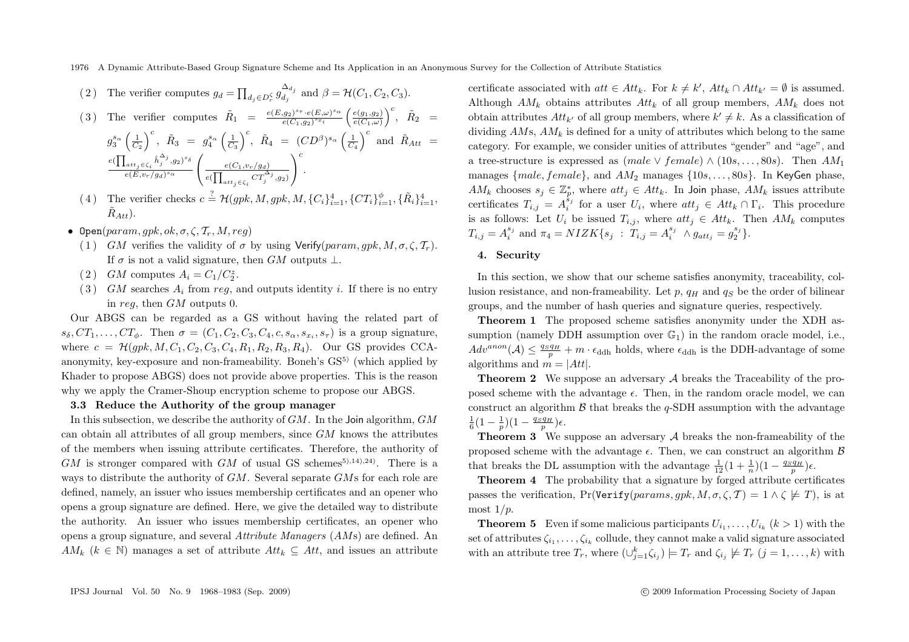(2) The verifier computes $g_d = \prod_{d_j \in D_r^c} g_{d_j}^{\Delta_{d_j}}$ and $\beta = \mathcal{H}(C_1, C_2, C_3)$.

(3) The verifier computes $\tilde{R}_1 = \frac{e(E,g_2)^{s_\tau} \cdot e(E,\omega)^{s_\alpha}}{e(C_1,g_2)^{s_{x_i}}} \left(\frac{e(g_1,g_2)}{e(C_1,\omega)}\right)^c$, $\tilde{R}_2 = g_3^{s_\alpha}\left(\frac{1}{C_2}\right)^c$, $\tilde{R}_3 = g_4^{s_\alpha}\left(\frac{1}{C_3}\right)^c$, $\tilde{R}_4 = (CD^\beta)^{s_\alpha}\left(\frac{1}{C_4}\right)^c$ and $\tilde{R}_{Att} = \frac{e(\prod_{att_j \in \zeta_i} \hat{h}_j^{\Delta_j}, g_2)^{s_\delta}}{e(E, v_r/g_d)^{s_\alpha}} \left(\frac{e(C_1, v_r/g_d)}{e(\prod_{att_j \in \zeta_i} CT_j^{\Delta_j}, g_2)}\right)^c$.

(4) The verifier checks $c \stackrel{?}{=} \mathcal{H}(gpk, M, gpk, M, \{C_i\}_{i=1}^4, \{CT_i\}_{i=1}^{\phi}, \{\tilde{R}_i\}_{i=1}^4, \tilde{R}_{Att})$.

- $\mathsf{Open}(param, gpk, ok, \sigma, \zeta, \mathcal{T}_r, M, reg)$
  (1) $GM$ verifies the validity of $\sigma$ by using $\mathsf{Verify}(param, gpk, M, \sigma, \zeta, \mathcal{T}_r)$. If $\sigma$ is not a valid signature, then $GM$ outputs $\perp$.
  (2) $GM$ computes $A_i = C_1/C_2^z$.
  (3) $GM$ searches $A_i$ from $reg$, and outputs identity $i$. If there is no entry in $reg$, then $GM$ outputs 0.

Our ABGS can be regarded as a GS without having the related part of $s_\delta, CT_1, \ldots, CT_\phi$. Then $\sigma = (C_1, C_2, C_3, C_4, c, s_\alpha, s_{x_i}, s_\tau)$ is a group signature, where $c = \mathcal{H}(gpk, M, C_1, C_2, C_3, C_4, R_1, R_2, R_3, R_4)$. Our GS provides CCA-anonymity, key-exposure and non-frameability. Boneh's GS[5] (which applied by Khader to propose ABGS) does not provide above properties. This is the reason why we apply the Cramer-Shoup encryption scheme to propose our ABGS.

### 3.3 Reduce the Authority of the group manager

In this subsection, we describe the authority of $GM$. In the $\mathsf{Join}$ algorithm, $GM$ can obtain all attributes of all group members, since $GM$ knows the attributes of the members when issuing attribute certificates. Therefore, the authority of $GM$ is stronger compared with $GM$ of usual GS schemes[5,14,24]. There is a ways to distribute the authority of $GM$. Several separate $GM$s for each role are defined, namely, an issuer who issues membership certificates and an opener who opens a group signature are defined. Here, we give the detailed way to distribute the authority. An issuer who issues membership certificates, an opener who opens a group signature, and several *Attribute Managers* ($AM$s) are defined. An $AM_k$ ($k \in \mathbb{N}$) manages a set of attribute $Att_k \subseteq Att$, and issues an attribute certificate associated with $att \in Att_k$. For $k \neq k'$, $Att_k \cap Att_{k'} = \emptyset$ is assumed. Although $AM_k$ obtains attributes $Att_k$ of all group members, $AM_k$ does not obtain attributes $Att_{k'}$ of all group members, where $k' \neq k$. As a classification of dividing $AM$s, $AM_k$ is defined for a unity of attributes which belong to the same category. For example, we consider unities of attributes "gender" and "age", and a tree-structure is expressed as $(male \vee female) \wedge (10s, \ldots, 80s)$. Then $AM_1$ manages $\{male, female\}$, and $AM_2$ manages $\{10s, \ldots, 80s\}$. In $\mathsf{KeyGen}$ phase, $AM_k$ chooses $s_j \in \mathbb{Z}_p^*$, where $att_j \in Att_k$. In $\mathsf{Join}$ phase, $AM_k$ issues attribute certificates $T_{i,j} = A_i^{s_j}$ for a user $U_i$, where $att_j \in Att_k \cap \Gamma_i$. This procedure is as follows: Let $U_i$ be issued $T_{i,j}$, where $att_j \in Att_k$. Then $AM_k$ computes $T_{i,j} = A_i^{s_j}$ and $\pi_4 = NIZK\{s_j : T_{i,j} = A_i^{s_j} \wedge g_{att_j} = g_2^{s_j}\}$.

## 4. Security

In this section, we show that our scheme satisfies anonymity, traceability, collusion resistance, and non-frameability. Let $p$, $q_H$ and $q_S$ be the order of bilinear groups, and the number of hash queries and signature queries, respectively.

**Theorem 1** The proposed scheme satisfies anonymity under the XDH assumption (namely DDH assumption over $\mathbb{G}_1$) in the random oracle model, i.e., $Adv^{anon}(\mathcal{A}) \leq \frac{q_S q_H}{p} + m \cdot \epsilon_{\mathrm{ddh}}$ holds, where $\epsilon_{\mathrm{ddh}}$ is the DDH-advantage of some algorithms and $m = |Att|$.

**Theorem 2** We suppose an adversary $\mathcal{A}$ breaks the Traceability of the proposed scheme with the advantage $\epsilon$. Then, in the random oracle model, we can construct an algorithm $\mathcal{B}$ that breaks the $q$-SDH assumption with the advantage $\frac{1}{6}(1-\frac{1}{p})(1-\frac{q_S q_H}{p})\epsilon$.

**Theorem 3** We suppose an adversary $\mathcal{A}$ breaks the non-frameability of the proposed scheme with the advantage $\epsilon$. Then, we can construct an algorithm $\mathcal{B}$ that breaks the DL assumption with the advantage $\frac{1}{12}(1+\frac{1}{n})(1-\frac{q_S q_H}{p})\epsilon$.

**Theorem 4** The probability that a signature by forged attribute certificates passes the verification, $\Pr(\mathtt{Verify}(params, gpk, M, \sigma, \zeta, \mathcal{T}) = 1 \wedge \zeta \not\models T)$, is at most $1/p$.

**Theorem 5** Even if some malicious participants $U_{i_1}, \ldots, U_{i_k}$ ($k > 1$) with the set of attributes $\zeta_{i_1}, \ldots, \zeta_{i_k}$ collude, they cannot make a valid signature associated with an attribute tree $T_r$, where $(\cup_{j=1}^k \zeta_{i_j}) \models T_r$ and $\zeta_{i_j} \not\models T_r$ ($j = 1, \ldots, k$) with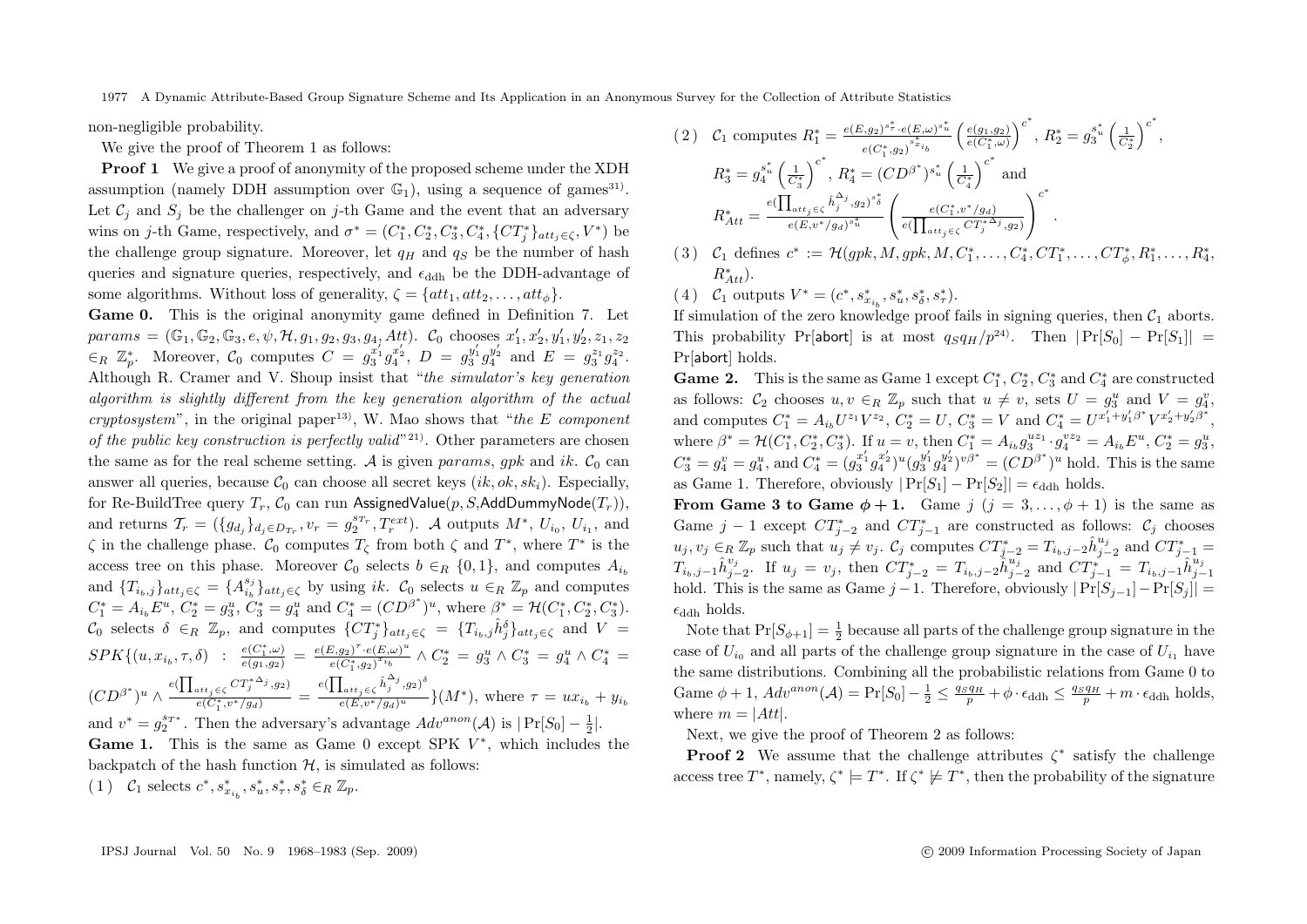non-negligible probability.

We give the proof of Theorem 1 as follows:

**Proof 1** We give a proof of anonymity of the proposed scheme under the XDH assumption (namely DDH assumption over $\mathbb{G}_1$), using a sequence of games[31]. Let $\mathcal{C}_j$ and $S_j$ be the challenger on $j$-th Game and the event that an adversary wins on $j$-th Game, respectively, and $\sigma^* = (C_1^*, C_2^*, C_3^*, C_4^*, \{CT_j^*\}_{att_j \in \zeta}, V^*)$ be the challenge group signature. Moreover, let $q_H$ and $q_S$ be the number of hash queries and signature queries, respectively, and $\epsilon_{\mathrm{ddh}}$ be the DDH-advantage of some algorithms. Without loss of generality, $\zeta = \{att_1, att_2, \ldots, att_\phi\}$.

**Game 0.** This is the original anonymity game defined in Definition 7. Let $params = (\mathbb{G}_1, \mathbb{G}_2, \mathbb{G}_3, e, \psi, \mathcal{H}, g_1, g_2, g_3, g_4, Att)$. $\mathcal{C}_0$ chooses $x_1', x_2', y_1', y_2', z_1, z_2 \in_R \mathbb{Z}_p^*$. Moreover, $\mathcal{C}_0$ computes $C = g_3^{x_1'} g_4^{x_2'}$, $D = g_3^{y_1'} g_4^{y_2'}$ and $E = g_3^{z_1} g_4^{z_2}$. Although R. Cramer and V. Shoup insist that "*the simulator's key generation algorithm is slightly different from the key generation algorithm of the actual cryptosystem*", in the original paper[13]), W. Mao shows that "*the E component of the public key construction is perfectly valid*"[21]). Other parameters are chosen the same as for the real scheme setting. $\mathcal{A}$ is given $params$, $gpk$ and $ik$. $\mathcal{C}_0$ can answer all queries, because $\mathcal{C}_0$ can choose all secret keys $(ik, ok, sk_i)$. Especially, for Re-BuildTree query $T_r$, $\mathcal{C}_0$ can run $\mathsf{AssignedValue}(p, S, \mathsf{AddDummyNode}(T_r))$, and returns $\mathcal{T}_r = (\{g_{d_j}\}_{d_j \in D_{T_r}}, v_r = g_2^{s_{T_r}}, T_r^{ext})$. $\mathcal{A}$ outputs $M^*$, $U_{i_0}$, $U_{i_1}$, and $\zeta$ in the challenge phase. $\mathcal{C}_0$ computes $T_\zeta$ from both $\zeta$ and $T^*$, where $T^*$ is the access tree on this phase. Moreover $\mathcal{C}_0$ selects $b \in_R \{0,1\}$, and computes $A_{i_b}$ and $\{T_{i_b,j}\}_{att_j \in \zeta} = \{A_{i_b}^{s_j}\}_{att_j \in \zeta}$ by using $ik$. $\mathcal{C}_0$ selects $u \in_R \mathbb{Z}_p$ and computes $C_1^* = A_{i_b} E^u$, $C_2^* = g_3^u$, $C_3^* = g_4^u$ and $C_4^* = (CD^{\beta^*})^u$, where $\beta^* = \mathcal{H}(C_1^*, C_2^*, C_3^*)$. $\mathcal{C}_0$ selects $\delta \in_R \mathbb{Z}_p$, and computes $\{CT_j^*\}_{att_j \in \zeta} = \{T_{i_b,j} \hat{h}_j^\delta\}_{att_j \in \zeta}$ and $V = SPK\{(u, x_{i_b}, \tau, \delta) \ : \ \frac{e(C_1^*, \omega)}{e(g_1, g_2)} = \frac{e(E, g_2)^\tau \cdot e(E, \omega)^u}{e(C_1^*, g_2)^{x_{i_b}}} \wedge C_2^* = g_3^u \wedge C_3^* = g_4^u \wedge C_4^* = (CD^{\beta^*})^u \wedge \frac{e(\prod_{att_j \in \zeta} CT_j^{*\Delta_j}, g_2)}{e(C_1^*, v^*/g_d)} = \frac{e(\prod_{att_j \in \zeta} \hat{h}_j^{\Delta_j}, g_2)^\delta}{e(E, v^*/g_d)^u}\}(M^*)$, where $\tau = u x_{i_b} + y_{i_b}$ and $v^* = g_2^{s_{T^*}}$. Then the adversary's advantage $Adv^{anon}(\mathcal{A})$ is $|\Pr[S_0] - \frac{1}{2}|$.

**Game 1.** This is the same as Game 0 except SPK $V^*$, which includes the backpatch of the hash function $\mathcal{H}$, is simulated as follows:

(1) $\mathcal{C}_1$ selects $c^*, s_{x_{i_b}}^*, s_u^*, s_\tau^*, s_\delta^* \in_R \mathbb{Z}_p$.

(2) $\mathcal{C}_1$ computes $R_1^* = \frac{e(E, g_2)^{s_\tau^*} \cdot e(E, \omega)^{s_u^*}}{e(C_1^*, g_2)^{s_{x_{i_b}}^*}} \left(\frac{e(g_1, g_2)}{e(C_1^*, \omega)}\right)^{c^*}$, $R_2^* = g_3^{s_u^*} \left(\frac{1}{C_2^*}\right)^{c^*}$, $R_3^* = g_4^{s_u^*} \left(\frac{1}{C_3^*}\right)^{c^*}$, $R_4^* = (CD^{\beta^*})^{s_u^*} \left(\frac{1}{C_4^*}\right)^{c^*}$ and $R_{Att}^* = \frac{e(\prod_{att_j \in \zeta} \hat{h}_j^{\Delta_j}, g_2)^{s_\delta^*}}{e(E, v^*/g_d)^{s_u^*}} \left(\frac{e(C_1^*, v^*/g_d)}{e(\prod_{att_j \in \zeta} CT_j^{*\Delta_j}, g_2)}\right)^{c^*}$.

(3) $\mathcal{C}_1$ defines $c^* := \mathcal{H}(gpk, M, gpk, M, C_1^*, \ldots, C_4^*, CT_1^*, \ldots, CT_\phi^*, R_1^*, \ldots, R_4^*, R_{Att}^*)$.

(4) $\mathcal{C}_1$ outputs $V^* = (c^*, s_{x_{i_b}}^*, s_u^*, s_\delta^*, s_\tau^*)$.

If simulation of the zero knowledge proof fails in signing queries, then $\mathcal{C}_1$ aborts. This probability $\Pr[\mathsf{abort}]$ is at most $q_S q_H / p$[24]). Then $|\Pr[S_0] - \Pr[S_1]| = \Pr[\mathsf{abort}]$ holds.

**Game 2.** This is the same as Game 1 except $C_1^*, C_2^*, C_3^*$ and $C_4^*$ are constructed as follows: $\mathcal{C}_2$ chooses $u, v \in_R \mathbb{Z}_p$ such that $u \neq v$, sets $U = g_3^u$ and $V = g_4^v$, and computes $C_1^* = A_{i_b} U^{z_1} V^{z_2}$, $C_2^* = U$, $C_3^* = V$ and $C_4^* = U^{x_1' + y_1' \beta^*} V^{x_2' + y_2' \beta^*}$, where $\beta^* = \mathcal{H}(C_1^*, C_2^*, C_3^*)$. If $u = v$, then $C_1^* = A_{i_b} g_3^{u z_1} \cdot g_4^{v z_2} = A_{i_b} E^u$, $C_2^* = g_3^u$, $C_3^* = g_4^v = g_4^u$, and $C_4^* = (g_3^{x_1'} g_4^{x_2'})^u (g_3^{y_1'} g_4^{y_2'})^{v \beta^*} = (CD^{\beta^*})^u$ hold. This is the same as Game 1. Therefore, obviously $|\Pr[S_1] - \Pr[S_2]| = \epsilon_{\mathrm{ddh}}$ holds.

**From Game 3 to Game $\phi + 1$.** Game $j$ ($j = 3, \ldots, \phi + 1$) is the same as Game $j - 1$ except $CT_{j-2}^*$ and $CT_{j-1}^*$ are constructed as follows: $\mathcal{C}_j$ chooses $u_j, v_j \in_R \mathbb{Z}_p$ such that $u_j \neq v_j$. $\mathcal{C}_j$ computes $CT_{j-2}^* = T_{i_b, j-2} \hat{h}_{j-2}^{u_j}$ and $CT_{j-1}^* = T_{i_b, j-1} \hat{h}_{j-2}^{v_j}$. If $u_j = v_j$, then $CT_{j-2}^* = T_{i_b, j-2} \hat{h}_{j-2}^{u_j}$ and $CT_{j-1}^* = T_{i_b, j-1} \hat{h}_{j-1}^{u_j}$ hold. This is the same as Game $j - 1$. Therefore, obviously $|\Pr[S_{j-1}] - \Pr[S_j]| = \epsilon_{\mathrm{ddh}}$ holds.

Note that $\Pr[S_{\phi+1}] = \frac{1}{2}$ because all parts of the challenge group signature in the case of $U_{i_0}$ and all parts of the challenge group signature in the case of $U_{i_1}$ have the same distributions. Combining all the probabilistic relations from Game 0 to Game $\phi + 1$, $Adv^{anon}(\mathcal{A}) = \Pr[S_0] - \frac{1}{2} \leq \frac{q_S q_H}{p} + \phi \cdot \epsilon_{\mathrm{ddh}} \leq \frac{q_S q_H}{p} + m \cdot \epsilon_{\mathrm{ddh}}$ holds, where $m = |Att|$.

Next, we give the proof of Theorem 2 as follows:

**Proof 2** We assume that the challenge attributes $\zeta^*$ satisfy the challenge access tree $T^*$, namely, $\zeta^* \models T^*$. If $\zeta^* \not\models T^*$, then the probability of the signature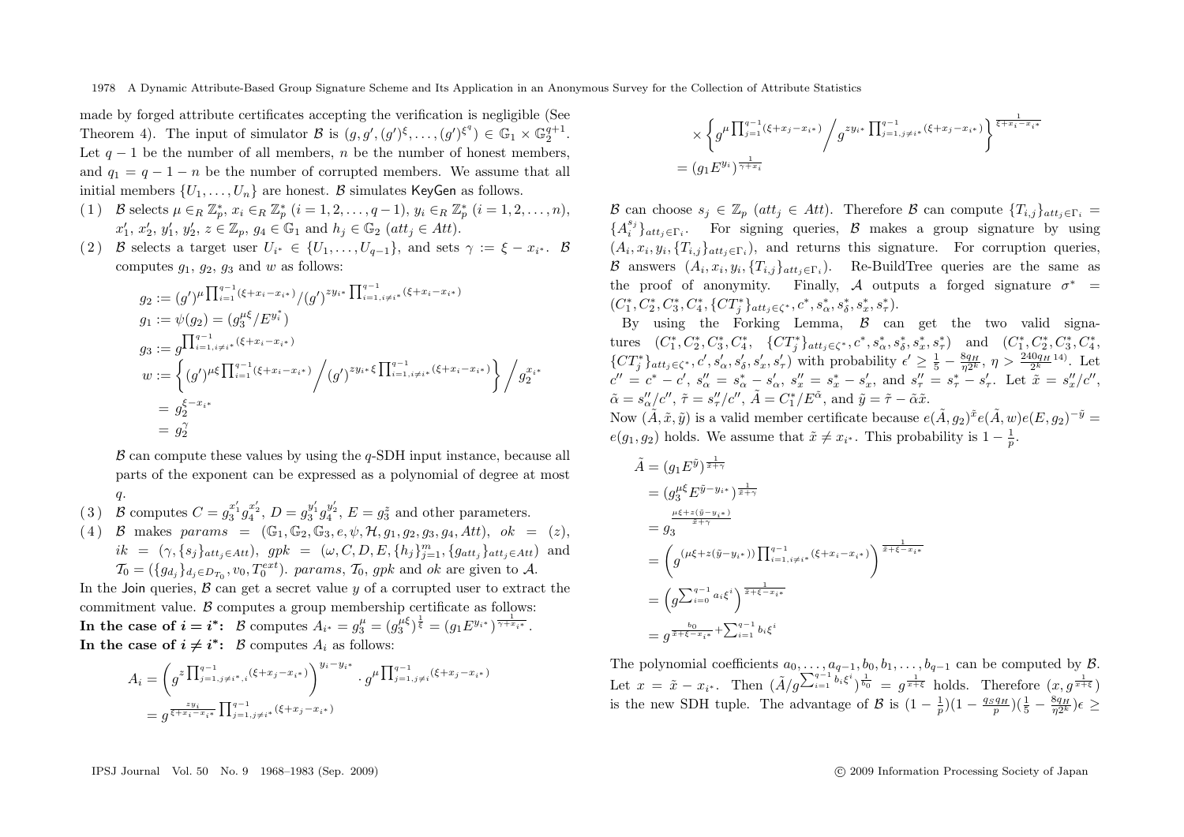made by forged attribute certificates accepting the verification is negligible (See Theorem 4). The input of simulator $\mathcal{B}$ is $(g, g', (g')^{\xi}, \ldots, (g')^{\xi^q}) \in \mathbb{G}_1 \times \mathbb{G}_2^{q+1}$. Let $q-1$ be the number of all members, $n$ be the number of honest members, and $q_1 = q-1-n$ be the number of corrupted members. We assume that all initial members $\{U_1, \ldots, U_n\}$ are honest. $\mathcal{B}$ simulates KeyGen as follows.

(1) $\mathcal{B}$ selects $\mu \in_R \mathbb{Z}_p^*$, $x_i \in_R \mathbb{Z}_p^*$ $(i = 1, 2, \ldots, q-1)$, $y_i \in_R \mathbb{Z}_p^*$ $(i = 1, 2, \ldots, n)$, $x_1', x_2', y_1', y_2', z \in \mathbb{Z}_p$, $g_4 \in \mathbb{G}_1$ and $h_j \in \mathbb{G}_2$ $(att_j \in Att)$.

(2) $\mathcal{B}$ selects a target user $U_{i^*} \in \{U_1, \ldots, U_{q-1}\}$, and sets $\gamma := \xi - x_{i^*}$. $\mathcal{B}$ computes $g_1$, $g_2$, $g_3$ and $w$ as follows:

$$
\begin{aligned}
g_2 &:= (g')^{\mu \prod_{i=1}^{q-1}(\xi + x_i - x_{i^*})} / (g')^{z y_{i^*} \prod_{i=1, i \neq i^*}^{q-1}(\xi + x_i - x_{i^*})} \\
g_1 &:= \psi(g_2) = (g_3^{\mu\xi} / E^{y_i^*}) \\
g_3 &:= g^{\prod_{i=1, i \neq i^*}^{q-1}(\xi + x_i - x_{i^*})} \\
w &:= \left\{ (g')^{\mu\xi \prod_{i=1}^{q-1}(\xi + x_i - x_{i^*})} \Big/ (g')^{z y_{i^*} \xi \prod_{i=1, i \neq i^*}^{q-1}(\xi + x_i - x_{i^*})} \right\} \Big/ g_2^{x_{i^*}} \\
&= g_2^{\xi - x_{i^*}} \\
&= g_2^{\gamma}
\end{aligned}
$$

$\mathcal{B}$ can compute these values by using the $q$-SDH input instance, because all parts of the exponent can be expressed as a polynomial of degree at most $q$.

(3) $\mathcal{B}$ computes $C = g_3^{x_1'} g_4^{x_2'}$, $D = g_3^{y_1'} g_4^{y_2'}$, $E = g_3^{z}$ and other parameters.

(4) $\mathcal{B}$ makes $params = (\mathbb{G}_1, \mathbb{G}_2, \mathbb{G}_3, e, \psi, \mathcal{H}, g_1, g_2, g_3, g_4, Att)$, $ok = (z)$, $ik = (\gamma, \{s_j\}_{att_j \in Att})$, $gpk = (\omega, C, D, E, \{h_j\}_{j=1}^m, \{g_{att_j}\}_{att_j \in Att})$ and $\mathcal{T}_0 = (\{g_{d_j}\}_{d_j \in D_{\mathcal{T}_0}}, v_0, T_0^{ext})$. $params$, $\mathcal{T}_0$, $gpk$ and $ok$ are given to $\mathcal{A}$.

In the Join queries, $\mathcal{B}$ can get a secret value $y$ of a corrupted user to extract the commitment value. $\mathcal{B}$ computes a group membership certificate as follows:

**In the case of $i = i^*$:** $\mathcal{B}$ computes $A_{i^*} = g_3^{\mu} = (g_3^{\mu\xi})^{\frac{1}{\xi}} = (g_1 E^{y_{i^*}})^{\frac{1}{\gamma + x_{i^*}}}$.

**In the case of $i \neq i^*$:** $\mathcal{B}$ computes $A_i$ as follows:

$$
\begin{aligned}
A_i &= \left( g^{z \prod_{j=1, j \neq i^*, i}^{q-1}(\xi + x_j - x_{i^*})} \right)^{y_i - y_{i^*}} \cdot g^{\mu \prod_{j=1, j \neq i}^{q-1}(\xi + x_j - x_{i^*})} \\
&= g^{\frac{z y_i}{\xi + x_i - x_{i^*}} \prod_{j=1, j \neq i^*}^{q-1}(\xi + x_j - x_{i^*})} \\
&\quad \times \left\{ g^{\mu \prod_{j=1}^{q-1}(\xi + x_j - x_{i^*})} \Big/ g^{z y_{i^*} \prod_{j=1, j \neq i^*}^{q-1}(\xi + x_j - x_{i^*})} \right\}^{\frac{1}{\xi + x_i - x_{i^*}}} \\
&= (g_1 E^{y_i})^{\frac{1}{\gamma + x_i}}
\end{aligned}
$$

$\mathcal{B}$ can choose $s_j \in \mathbb{Z}_p$ $(att_j \in Att)$. Therefore $\mathcal{B}$ can compute $\{T_{i,j}\}_{att_j \in \Gamma_i} = \{A_i^{s_j}\}_{att_j \in \Gamma_i}$. For signing queries, $\mathcal{B}$ makes a group signature by using $(A_i, x_i, y_i, \{T_{i,j}\}_{att_j \in \Gamma_i})$, and returns this signature. For corruption queries, $\mathcal{B}$ answers $(A_i, x_i, y_i, \{T_{i,j}\}_{att_j \in \Gamma_i})$. Re-BuildTree queries are the same as the proof of anonymity. Finally, $\mathcal{A}$ outputs a forged signature $\sigma^* = (C_1^*, C_2^*, C_3^*, C_4^*, \{CT_j^*\}_{att_j \in \zeta^*}, c^*, s_\alpha^*, s_\delta^*, s_x^*, s_\tau^*)$.

By using the Forking Lemma, $\mathcal{B}$ can get the two valid signatures $(C_1^*, C_2^*, C_3^*, C_4^*, \{CT_j^*\}_{att_j \in \zeta^*}, c^*, s_\alpha^*, s_\delta^*, s_x^*, s_\tau^*)$ and $(C_1^*, C_2^*, C_3^*, C_4^*, \{CT_j^*\}_{att_j \in \zeta^*}, c', s_\alpha', s_\delta', s_x', s_\tau')$ with probability $\epsilon' \geq \frac{1}{5} - \frac{8q_H}{\eta 2^k}$, $\eta > \frac{240 q_H}{2^k}$[14]. Let $c'' = c^* - c'$, $s_\alpha'' = s_\alpha^* - s_\alpha'$, $s_x'' = s_x^* - s_x'$, and $s_\tau'' = s_\tau^* - s_\tau'$. Let $\tilde{x} = s_x''/c''$, $\tilde{\alpha} = s_\alpha''/c''$, $\tilde{\tau} = s_\tau''/c''$, $\tilde{A} = C_1^*/E^{\tilde{\alpha}}$, and $\tilde{y} = \tilde{\tau} - \tilde{\alpha}\tilde{x}$.

Now $(\tilde{A}, \tilde{x}, \tilde{y})$ is a valid member certificate because $e(\tilde{A}, g_2)^{\tilde{x}} e(\tilde{A}, w) e(E, g_2)^{-\tilde{y}} = e(g_1, g_2)$ holds. We assume that $\tilde{x} \neq x_{i^*}$. This probability is $1 - \frac{1}{p}$.

$$
\begin{aligned}
\tilde{A} &= (g_1 E^{\tilde{y}})^{\frac{1}{\tilde{x} + \gamma}} \\
&= (g_3^{\mu\xi} E^{\tilde{y} - y_{i^*}})^{\frac{1}{\tilde{x} + \gamma}} \\
&= g_3^{\frac{\mu\xi + z(\tilde{y} - y_{i^*})}{\tilde{x} + \gamma}} \\
&= \left( g^{(\mu\xi + z(\tilde{y} - y_{i^*})) \prod_{i=1, i \neq i^*}^{q-1}(\xi + x_i - x_{i^*})} \right)^{\frac{1}{\tilde{x} + \xi - x_{i^*}}} \\
&= \left( g^{\sum_{i=0}^{q-1} a_i \xi^i} \right)^{\frac{1}{\tilde{x} + \xi - x_{i^*}}} \\
&= g^{\frac{b_0}{\tilde{x} + \xi - x_{i^*}} + \sum_{i=1}^{q-1} b_i \xi^i}
\end{aligned}
$$

The polynomial coefficients $a_0, \ldots, a_{q-1}, b_0, b_1, \ldots, b_{q-1}$ can be computed by $\mathcal{B}$. Let $x = \tilde{x} - x_{i^*}$. Then $(\tilde{A}/g^{\sum_{i=1}^{q-1} b_i \xi^i})^{\frac{1}{b_0}} = g^{\frac{1}{x + \xi}}$ holds. Therefore $(x, g^{\frac{1}{x+\xi}})$ is the new SDH tuple. The advantage of $\mathcal{B}$ is $(1 - \frac{1}{p})(1 - \frac{q_S q_H}{p})(\frac{1}{5} - \frac{8 q_H}{\eta 2^k})\epsilon \geq$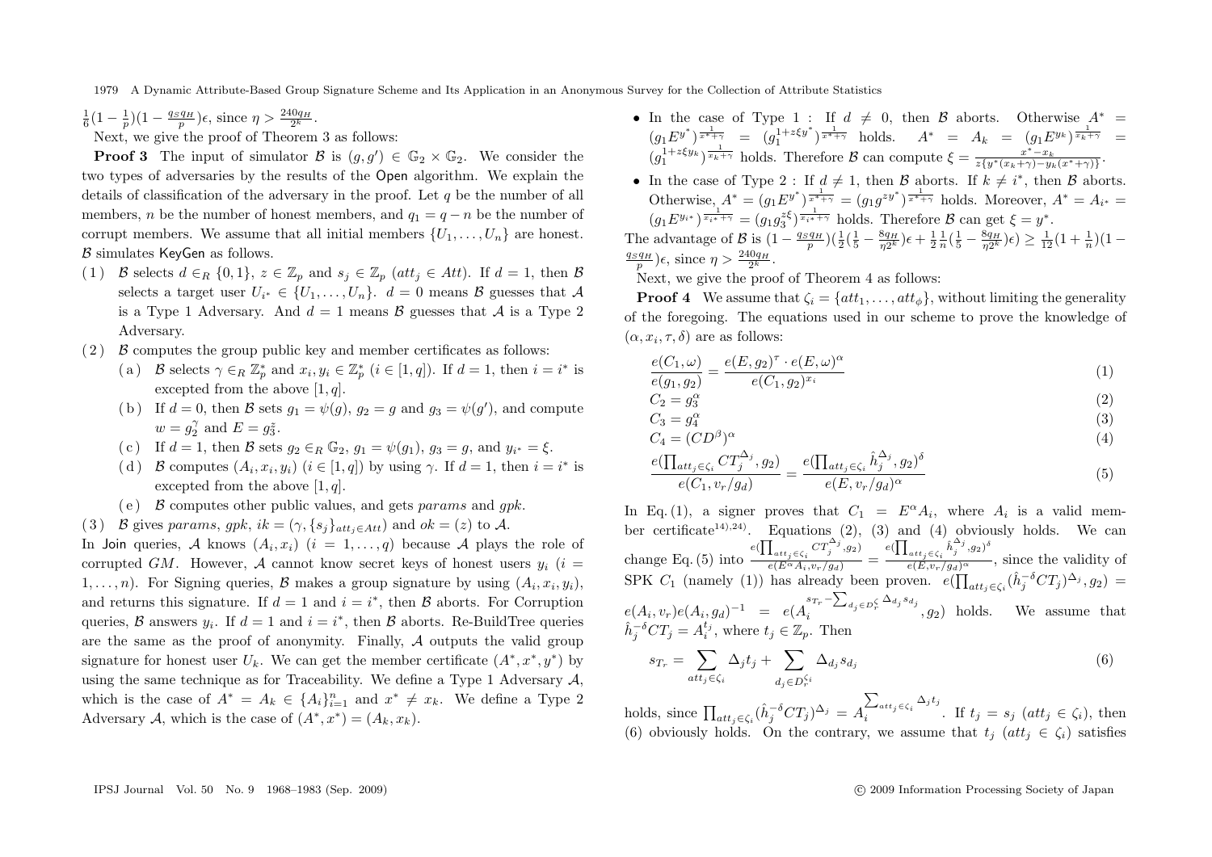$\frac{1}{6}(1-\frac{1}{p})(1-\frac{q_S q_H}{p})\epsilon$, since $\eta > \frac{240 q_H}{2^k}$.

Next, we give the proof of Theorem 3 as follows:

**Proof 3** The input of simulator $\mathcal{B}$ is $(g, g') \in \mathbb{G}_2 \times \mathbb{G}_2$. We consider the two types of adversaries by the results of the Open algorithm. We explain the details of classification of the adversary in the proof. Let $q$ be the number of all members, $n$ be the number of honest members, and $q_1 = q - n$ be the number of corrupt members. We assume that all initial members $\{U_1, \ldots, U_n\}$ are honest. $\mathcal{B}$ simulates KeyGen as follows.

(1) $\mathcal{B}$ selects $d \in_R \{0,1\}$, $z \in \mathbb{Z}_p$ and $s_j \in \mathbb{Z}_p$ $(att_j \in Att)$. If $d = 1$, then $\mathcal{B}$ selects a target user $U_{i^*} \in \{U_1, \ldots, U_n\}$. $d = 0$ means $\mathcal{B}$ guesses that $\mathcal{A}$ is a Type 1 Adversary. And $d = 1$ means $\mathcal{B}$ guesses that $\mathcal{A}$ is a Type 2 Adversary.

(2) $\mathcal{B}$ computes the group public key and member certificates as follows:
   (a) $\mathcal{B}$ selects $\gamma \in_R \mathbb{Z}_p^*$ and $x_i, y_i \in \mathbb{Z}_p^*$ $(i \in [1,q])$. If $d = 1$, then $i = i^*$ is excepted from the above $[1,q]$.
   (b) If $d = 0$, then $\mathcal{B}$ sets $g_1 = \psi(g)$, $g_2 = g$ and $g_3 = \psi(g')$, and compute $w = g_2^\gamma$ and $E = g_3^z$.
   (c) If $d = 1$, then $\mathcal{B}$ sets $g_2 \in_R \mathbb{G}_2$, $g_1 = \psi(g_1)$, $g_3 = g$, and $y_{i^*} = \xi$.
   (d) $\mathcal{B}$ computes $(A_i, x_i, y_i)$ $(i \in [1,q])$ by using $\gamma$. If $d = 1$, then $i = i^*$ is excepted from the above $[1,q]$.
   (e) $\mathcal{B}$ computes other public values, and gets *params* and *gpk*.

(3) $\mathcal{B}$ gives *params*, *gpk*, $ik = (\gamma, \{s_j\}_{att_j \in Att})$ and $ok = (z)$ to $\mathcal{A}$.

In Join queries, $\mathcal{A}$ knows $(A_i, x_i)$ $(i = 1, \ldots, q)$ because $\mathcal{A}$ plays the role of corrupted $GM$. However, $\mathcal{A}$ cannot know secret keys of honest users $y_i$ $(i = 1, \ldots, n)$. For Signing queries, $\mathcal{B}$ makes a group signature by using $(A_i, x_i, y_i)$, and returns this signature. If $d = 1$ and $i = i^*$, then $\mathcal{B}$ aborts. For Corruption queries, $\mathcal{B}$ answers $y_i$. If $d = 1$ and $i = i^*$, then $\mathcal{B}$ aborts. Re-BuildTree queries are the same as the proof of anonymity. Finally, $\mathcal{A}$ outputs the valid group signature for honest user $U_k$. We can get the member certificate $(A^*, x^*, y^*)$ by using the same technique as for Traceability. We define a Type 1 Adversary $\mathcal{A}$, which is the case of $A^* = A_k \in \{A_i\}_{i=1}^n$ and $x^* \neq x_k$. We define a Type 2 Adversary $\mathcal{A}$, which is the case of $(A^*, x^*) = (A_k, x_k)$.

- In the case of Type 1 : If $d \neq 0$, then $\mathcal{B}$ aborts. Otherwise $A^* = (g_1 E^{y^*})^{\frac{1}{x^*+\gamma}} = (g_1^{1+z\xi y^*})^{\frac{1}{x^*+\gamma}}$ holds. $A^* = A_k = (g_1 E^{y_k})^{\frac{1}{x_k+\gamma}} = (g_1^{1+z\xi y_k})^{\frac{1}{x_k+\gamma}}$ holds. Therefore $\mathcal{B}$ can compute $\xi = \frac{x^*-x_k}{z\{y^*(x_k+\gamma)-y_k(x^*+\gamma)\}}$.
- In the case of Type 2 : If $d \neq 1$, then $\mathcal{B}$ aborts. If $k \neq i^*$, then $\mathcal{B}$ aborts. Otherwise, $A^* = (g_1 E^{y^*})^{\frac{1}{x^*+\gamma}} = (g_1 g^{zy^*})^{\frac{1}{x^*+\gamma}}$ holds. Moreover, $A^* = A_{i^*} = (g_1 E^{y_{i^*}})^{\frac{1}{x_{i^*}+\gamma}} = (g_1 g_3^{z\xi})^{\frac{1}{x_{i^*}+\gamma}}$ holds. Therefore $\mathcal{B}$ can get $\xi = y^*$.

The advantage of $\mathcal{B}$ is $(1-\frac{q_S q_H}{p})(\frac{1}{2}(\frac{1}{5}-\frac{8q_H}{\eta 2^k})\epsilon + \frac{1}{2}\frac{1}{n}(\frac{1}{5}-\frac{8q_H}{\eta 2^k})\epsilon) \geq \frac{1}{12}(1+\frac{1}{n})(1-\frac{q_S q_H}{p})\epsilon$, since $\eta > \frac{240 q_H}{2^k}$.

Next, we give the proof of Theorem 4 as follows:

**Proof 4** We assume that $\zeta_i = \{att_1, \ldots, att_\phi\}$, without limiting the generality of the foregoing. The equations used in our scheme to prove the knowledge of $(\alpha, x_i, \tau, \delta)$ are as follows:

$$\frac{e(C_1, \omega)}{e(g_1, g_2)} = \frac{e(E, g_2)^\tau \cdot e(E, \omega)^\alpha}{e(C_1, g_2)^{x_i}} \tag{1}$$

$$C_2 = g_3^\alpha \tag{2}$$

$$C_3 = g_4^\alpha \tag{3}$$

$$C_4 = (CD^\beta)^\alpha \tag{4}$$

$$\frac{e(\prod_{att_j \in \zeta_i} CT_j^{\Delta_j}, g_2)}{e(C_1, v_r/g_d)} = \frac{e(\prod_{att_j \in \zeta_i} \hat{h}_j^{\Delta_j}, g_2)^\delta}{e(E, v_r/g_d)^\alpha} \tag{5}$$

In Eq. (1), a signer proves that $C_1 = E^\alpha A_i$, where $A_i$ is a valid member certificate[14),24)]. Equations (2), (3) and (4) obviously holds. We can change Eq. (5) into $\frac{e(\prod_{att_j \in \zeta_i} CT_j^{\Delta_j}, g_2)}{e(E^\alpha A_i, v_r/g_d)} = \frac{e(\prod_{att_j \in \zeta_i} \hat{h}_j^{\Delta_j}, g_2)^\delta}{e(E, v_r/g_d)^\alpha}$, since the validity of SPK $C_1$ (namely (1)) has already been proven. $e(\prod_{att_j \in \zeta_i} (\hat{h}_j^{-\delta} CT_j)^{\Delta_j}, g_2) = e(A_i, v_r) e(A_i, g_d)^{-1} = e(A_i^{s_{T_r} - \sum_{d_j \in D_r^{\zeta}} \Delta_{d_j} s_{d_j}}, g_2)$ holds. We assume that $\hat{h}_j^{-\delta} CT_j = A_i^{t_j}$, where $t_j \in \mathbb{Z}_p$. Then

$$s_{T_r} = \sum_{att_j \in \zeta_i} \Delta_j t_j + \sum_{d_j \in D_r^{\zeta_i}} \Delta_{d_j} s_{d_j} \tag{6}$$

holds, since $\prod_{att_j \in \zeta_i} (\hat{h}_j^{-\delta} CT_j)^{\Delta_j} = A_i^{\sum_{att_j \in \zeta_i} \Delta_j t_j}$. If $t_j = s_j$ $(att_j \in \zeta_i)$, then (6) obviously holds. On the contrary, we assume that $t_j$ $(att_j \in \zeta_i)$ satisfies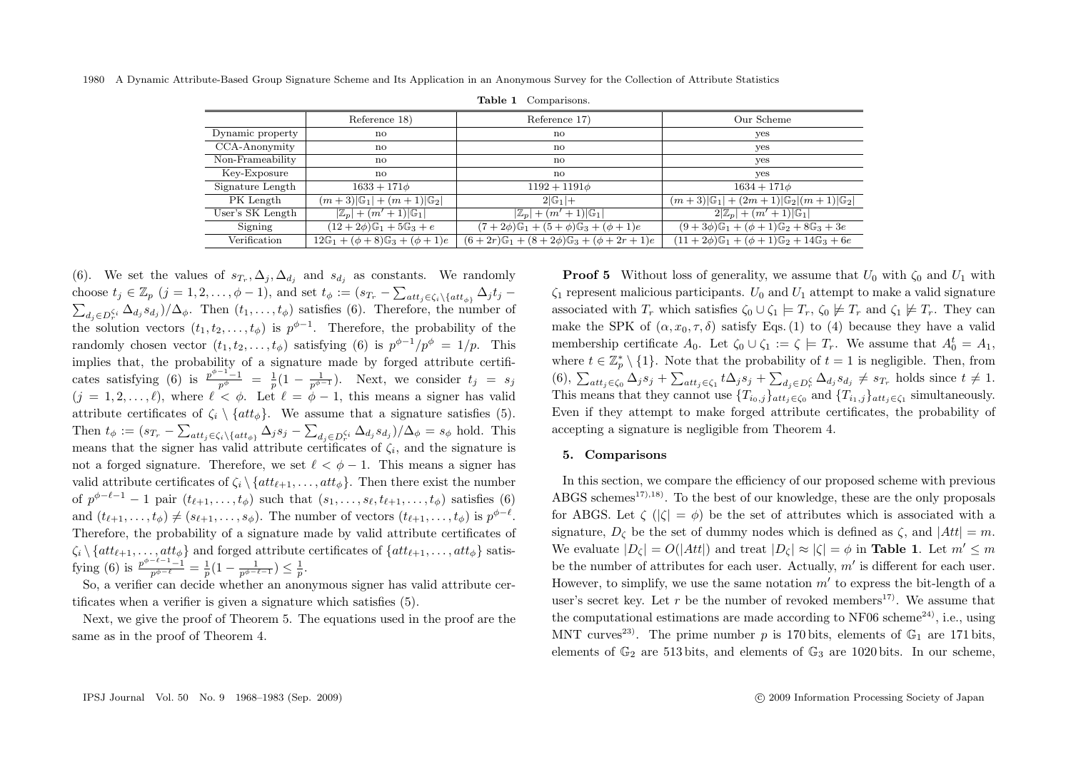**Table 1** Comparisons.

| | Reference 18) | Reference 17) | Our Scheme |
|---|---|---|---|
| Dynamic property | no | no | yes |
| CCA-Anonymity | no | no | yes |
| Non-Frameability | no | no | yes |
| Key-Exposure | no | no | yes |
| Signature Length | $1633 + 171\phi$ | $1192 + 1191\phi$ | $1634 + 171\phi$ |
| PK Length | $(m+3)\lvert\mathbb{G}_1\rvert + (m+1)\lvert\mathbb{G}_2\rvert$ | $2\lvert\mathbb{G}_1\rvert+$ | $(m+3)\lvert\mathbb{G}_1\rvert + (2m+1)\lvert\mathbb{G}_2\rvert(m+1)\lvert\mathbb{G}_2\rvert$ |
| User's SK Length | $\lvert\mathbb{Z}_p\rvert + (m'+1)\lvert\mathbb{G}_1\rvert$ | $\lvert\mathbb{Z}_p\rvert + (m'+1)\lvert\mathbb{G}_1\rvert$ | $2\lvert\mathbb{Z}_p\rvert + (m'+1)\lvert\mathbb{G}_1\rvert$ |
| Signing | $(12+2\phi)\mathbb{G}_1 + 5\mathbb{G}_3 + e$ | $(7+2\phi)\mathbb{G}_1 + (5+\phi)\mathbb{G}_3 + (\phi+1)e$ | $(9+3\phi)\mathbb{G}_1 + (\phi+1)\mathbb{G}_2 + 8\mathbb{G}_3 + 3e$ |
| Verification | $12\mathbb{G}_1 + (\phi+8)\mathbb{G}_3 + (\phi+1)e$ | $(6+2r)\mathbb{G}_1 + (8+2\phi)\mathbb{G}_3 + (\phi+2r+1)e$ | $(11+2\phi)\mathbb{G}_1 + (\phi+1)\mathbb{G}_2 + 14\mathbb{G}_3 + 6e$ |

(6). We set the values of $s_{T_r}, \Delta_j, \Delta_{d_j}$ and $s_{d_j}$ as constants. We randomly choose $t_j \in \mathbb{Z}_p$ $(j = 1, 2, \ldots, \phi - 1)$, and set $t_\phi := (s_{T_r} - \sum_{att_j \in \zeta_i \setminus \{att_\phi\}} \Delta_j t_j - \sum_{d_j \in D_r^{\zeta_i}} \Delta_{d_j} s_{d_j})/\Delta_\phi$. Then $(t_1, \ldots, t_\phi)$ satisfies (6). Therefore, the number of the solution vectors $(t_1, t_2, \ldots, t_\phi)$ is $p^{\phi-1}$. Therefore, the probability of the randomly chosen vector $(t_1, t_2, \ldots, t_\phi)$ satisfying (6) is $p^{\phi-1}/p^\phi = 1/p$. This implies that, the probability of a signature made by forged attribute certificates satisfying (6) is $\frac{p^{\phi-1}-1}{p^\phi} = \frac{1}{p}(1 - \frac{1}{p^{\phi-1}})$. Next, we consider $t_j = s_j$ $(j = 1, 2, \ldots, \ell)$, where $\ell < \phi$. Let $\ell = \phi - 1$, this means a signer has valid attribute certificates of $\zeta_i \setminus \{att_\phi\}$. We assume that a signature satisfies (5). Then $t_\phi := (s_{T_r} - \sum_{att_j \in \zeta_i \setminus \{att_\phi\}} \Delta_j s_j - \sum_{d_j \in D_r^{\zeta_i}} \Delta_{d_j} s_{d_j})/\Delta_\phi = s_\phi$ hold. This means that the signer has valid attribute certificates of $\zeta_i$, and the signature is not a forged signature. Therefore, we set $\ell < \phi - 1$. This means a signer has valid attribute certificates of $\zeta_i \setminus \{att_{\ell+1}, \ldots, att_\phi\}$. Then there exist the number of $p^{\phi-\ell-1} - 1$ pair $(t_{\ell+1}, \ldots, t_\phi)$ such that $(s_1, \ldots, s_\ell, t_{\ell+1}, \ldots, t_\phi)$ satisfies (6) and $(t_{\ell+1}, \ldots, t_\phi) \neq (s_{\ell+1}, \ldots, s_\phi)$. The number of vectors $(t_{\ell+1}, \ldots, t_\phi)$ is $p^{\phi-\ell}$. Therefore, the probability of a signature made by valid attribute certificates of $\zeta_i \setminus \{att_{\ell+1}, \ldots, att_\phi\}$ and forged attribute certificates of $\{att_{\ell+1}, \ldots, att_\phi\}$ satisfying (6) is $\frac{p^{\phi-\ell-1}-1}{p^{\phi-\ell}} = \frac{1}{p}(1 - \frac{1}{p^{\phi-\ell-1}}) \leq \frac{1}{p}$.

So, a verifier can decide whether an anonymous signer has valid attribute certificates when a verifier is given a signature which satisfies (5).

Next, we give the proof of Theorem 5. The equations used in the proof are the same as in the proof of Theorem 4.

**Proof 5** Without loss of generality, we assume that $U_0$ with $\zeta_0$ and $U_1$ with $\zeta_1$ represent malicious participants. $U_0$ and $U_1$ attempt to make a valid signature associated with $T_r$ which satisfies $\zeta_0 \cup \zeta_1 \models T_r$, $\zeta_0 \not\models T_r$ and $\zeta_1 \not\models T_r$. They can make the SPK of $(\alpha, x_0, \tau, \delta)$ satisfy Eqs. (1) to (4) because they have a valid membership certificate $A_0$. Let $\zeta_0 \cup \zeta_1 := \zeta \models T_r$. We assume that $A_0^t = A_1$, where $t \in \mathbb{Z}_p^* \setminus \{1\}$. Note that the probability of $t = 1$ is negligible. Then, from (6), $\sum_{att_j \in \zeta_0} \Delta_j s_j + \sum_{att_j \in \zeta_1} t\Delta_j s_j + \sum_{d_j \in D_r^\zeta} \Delta_{d_j} s_{d_j} \neq s_{T_r}$ holds since $t \neq 1$. This means that they cannot use $\{T_{i_0,j}\}_{att_j \in \zeta_0}$ and $\{T_{i_1,j}\}_{att_j \in \zeta_1}$ simultaneously. Even if they attempt to make forged attribute certificates, the probability of accepting a signature is negligible from Theorem 4.

## 5. Comparisons

In this section, we compare the efficiency of our proposed scheme with previous ABGS schemes[17),18)]. To the best of our knowledge, these are the only proposals for ABGS. Let $\zeta$ ($|\zeta| = \phi$) be the set of attributes which is associated with a signature, $D_\zeta$ be the set of dummy nodes which is defined as $\zeta$, and $|Att| = m$. We evaluate $|D_\zeta| = O(|Att|)$ and treat $|D_\zeta| \approx |\zeta| = \phi$ in **Table 1**. Let $m' \leq m$ be the number of attributes for each user. Actually, $m'$ is different for each user. However, to simplify, we use the same notation $m'$ to express the bit-length of a user's secret key. Let $r$ be the number of revoked members[17)]. We assume that the computational estimations are made according to NF06 scheme[24)], i.e., using MNT curves[23)]. The prime number $p$ is 170 bits, elements of $\mathbb{G}_1$ are 171 bits, elements of $\mathbb{G}_2$ are 513 bits, and elements of $\mathbb{G}_3$ are 1020 bits. In our scheme,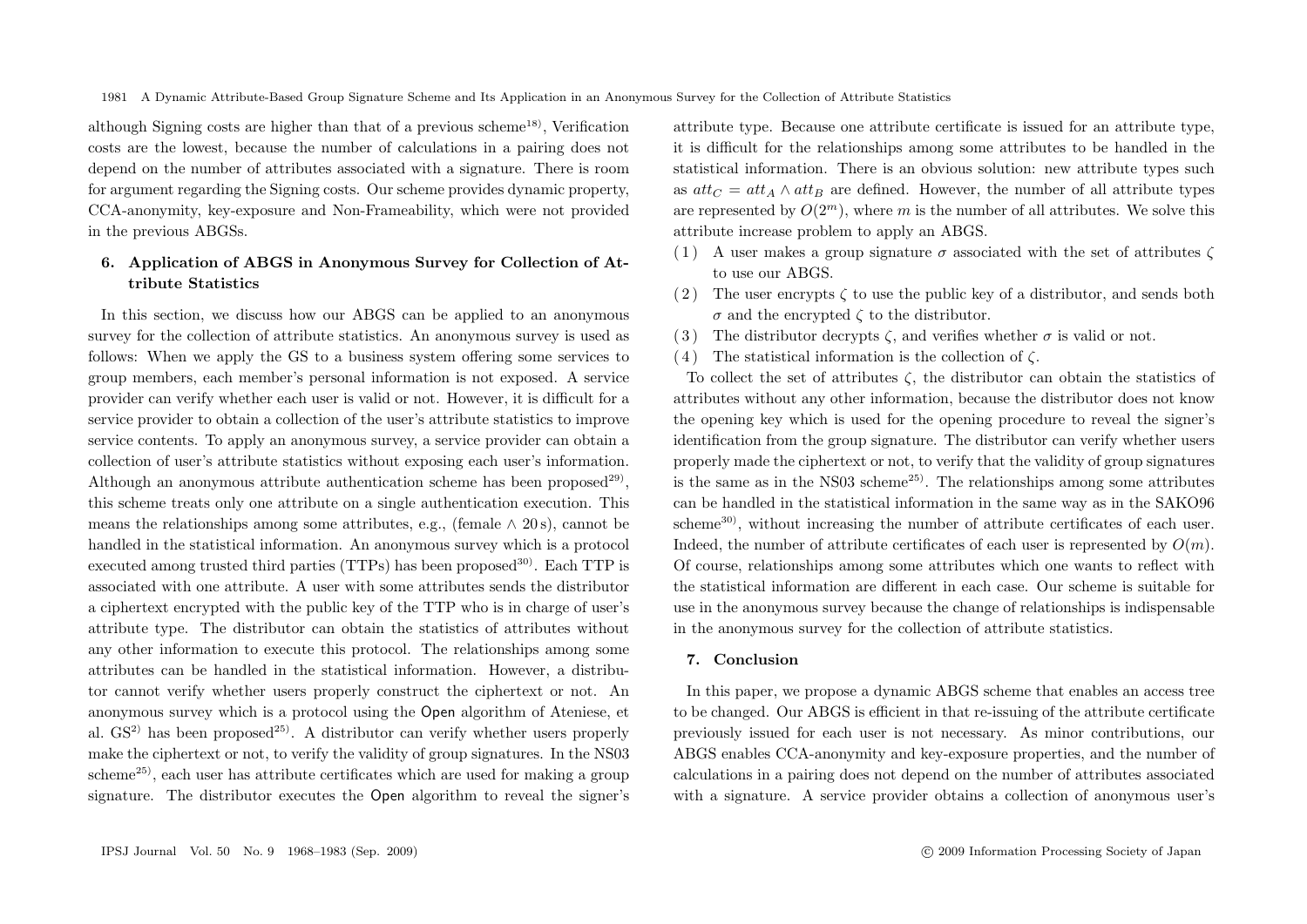although Signing costs are higher than that of a previous scheme[18], Verification costs are the lowest, because the number of calculations in a pairing does not depend on the number of attributes associated with a signature. There is room for argument regarding the Signing costs. Our scheme provides dynamic property, CCA-anonymity, key-exposure and Non-Frameability, which were not provided in the previous ABGSs.

## 6. Application of ABGS in Anonymous Survey for Collection of Attribute Statistics

In this section, we discuss how our ABGS can be applied to an anonymous survey for the collection of attribute statistics. An anonymous survey is used as follows: When we apply the GS to a business system offering some services to group members, each member's personal information is not exposed. A service provider can verify whether each user is valid or not. However, it is difficult for a service provider to obtain a collection of the user's attribute statistics to improve service contents. To apply an anonymous survey, a service provider can obtain a collection of user's attribute statistics without exposing each user's information. Although an anonymous attribute authentication scheme has been proposed[29], this scheme treats only one attribute on a single authentication execution. This means the relationships among some attributes, e.g., (female $\wedge$ 20 s), cannot be handled in the statistical information. An anonymous survey which is a protocol executed among trusted third parties (TTPs) has been proposed[30]. Each TTP is associated with one attribute. A user with some attributes sends the distributor a ciphertext encrypted with the public key of the TTP who is in charge of user's attribute type. The distributor can obtain the statistics of attributes without any other information to execute this protocol. The relationships among some attributes can be handled in the statistical information. However, a distributor cannot verify whether users properly construct the ciphertext or not. An anonymous survey which is a protocol using the Open algorithm of Ateniese, et al. GS[2] has been proposed[25]. A distributor can verify whether users properly make the ciphertext or not, to verify the validity of group signatures. In the NS03 scheme[25], each user has attribute certificates which are used for making a group signature. The distributor executes the Open algorithm to reveal the signer's attribute type. Because one attribute certificate is issued for an attribute type, it is difficult for the relationships among some attributes to be handled in the statistical information. There is an obvious solution: new attribute types such as $att_C = att_A \wedge att_B$ are defined. However, the number of all attribute types are represented by $O(2^m)$, where $m$ is the number of all attributes. We solve this attribute increase problem to apply an ABGS.

(1) A user makes a group signature $\sigma$ associated with the set of attributes $\zeta$ to use our ABGS.
(2) The user encrypts $\zeta$ to use the public key of a distributor, and sends both $\sigma$ and the encrypted $\zeta$ to the distributor.
(3) The distributor decrypts $\zeta$, and verifies whether $\sigma$ is valid or not.
(4) The statistical information is the collection of $\zeta$.

To collect the set of attributes $\zeta$, the distributor can obtain the statistics of attributes without any other information, because the distributor does not know the opening key which is used for the opening procedure to reveal the signer's identification from the group signature. The distributor can verify whether users properly made the ciphertext or not, to verify that the validity of group signatures is the same as in the NS03 scheme[25]. The relationships among some attributes can be handled in the statistical information in the same way as in the SAKO96 scheme[30], without increasing the number of attribute certificates of each user. Indeed, the number of attribute certificates of each user is represented by $O(m)$. Of course, relationships among some attributes which one wants to reflect with the statistical information are different in each case. Our scheme is suitable for use in the anonymous survey because the change of relationships is indispensable in the anonymous survey for the collection of attribute statistics.

## 7. Conclusion

In this paper, we propose a dynamic ABGS scheme that enables an access tree to be changed. Our ABGS is efficient in that re-issuing of the attribute certificate previously issued for each user is not necessary. As minor contributions, our ABGS enables CCA-anonymity and key-exposure properties, and the number of calculations in a pairing does not depend on the number of attributes associated with a signature. A service provider obtains a collection of anonymous user's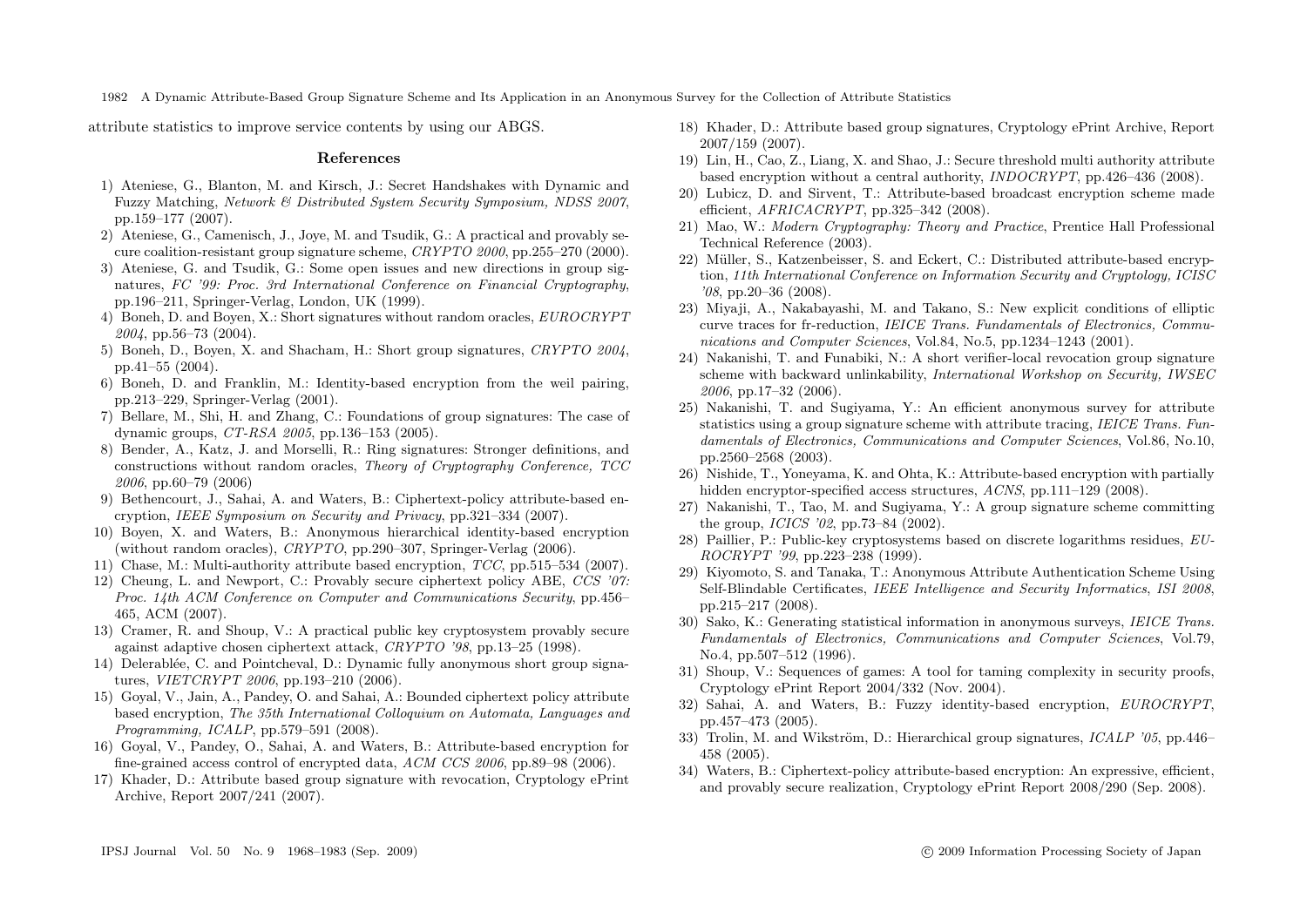attribute statistics to improve service contents by using our ABGS.

## References

1) Ateniese, G., Blanton, M. and Kirsch, J.: Secret Handshakes with Dynamic and Fuzzy Matching, *Network & Distributed System Security Symposium, NDSS 2007*, pp.159–177 (2007).
2) Ateniese, G., Camenisch, J., Joye, M. and Tsudik, G.: A practical and provably secure coalition-resistant group signature scheme, *CRYPTO 2000*, pp.255–270 (2000).
3) Ateniese, G. and Tsudik, G.: Some open issues and new directions in group signatures, *FC '99: Proc. 3rd International Conference on Financial Cryptography*, pp.196–211, Springer-Verlag, London, UK (1999).
4) Boneh, D. and Boyen, X.: Short signatures without random oracles, *EUROCRYPT 2004*, pp.56–73 (2004).
5) Boneh, D., Boyen, X. and Shacham, H.: Short group signatures, *CRYPTO 2004*, pp.41–55 (2004).
6) Boneh, D. and Franklin, M.: Identity-based encryption from the weil pairing, pp.213–229, Springer-Verlag (2001).
7) Bellare, M., Shi, H. and Zhang, C.: Foundations of group signatures: The case of dynamic groups, *CT-RSA 2005*, pp.136–153 (2005).
8) Bender, A., Katz, J. and Morselli, R.: Ring signatures: Stronger definitions, and constructions without random oracles, *Theory of Cryptography Conference, TCC 2006*, pp.60–79 (2006)
9) Bethencourt, J., Sahai, A. and Waters, B.: Ciphertext-policy attribute-based encryption, *IEEE Symposium on Security and Privacy*, pp.321–334 (2007).
10) Boyen, X. and Waters, B.: Anonymous hierarchical identity-based encryption (without random oracles), *CRYPTO*, pp.290–307, Springer-Verlag (2006).
11) Chase, M.: Multi-authority attribute based encryption, *TCC*, pp.515–534 (2007).
12) Cheung, L. and Newport, C.: Provably secure ciphertext policy ABE, *CCS '07: Proc. 14th ACM Conference on Computer and Communications Security*, pp.456–465, ACM (2007).
13) Cramer, R. and Shoup, V.: A practical public key cryptosystem provably secure against adaptive chosen ciphertext attack, *CRYPTO '98*, pp.13–25 (1998).
14) Delerablée, C. and Pointcheval, D.: Dynamic fully anonymous short group signatures, *VIETCRYPT 2006*, pp.193–210 (2006).
15) Goyal, V., Jain, A., Pandey, O. and Sahai, A.: Bounded ciphertext policy attribute based encryption, *The 35th International Colloquium on Automata, Languages and Programming, ICALP*, pp.579–591 (2008).
16) Goyal, V., Pandey, O., Sahai, A. and Waters, B.: Attribute-based encryption for fine-grained access control of encrypted data, *ACM CCS 2006*, pp.89–98 (2006).
17) Khader, D.: Attribute based group signature with revocation, Cryptology ePrint Archive, Report 2007/241 (2007).
18) Khader, D.: Attribute based group signatures, Cryptology ePrint Archive, Report 2007/159 (2007).
19) Lin, H., Cao, Z., Liang, X. and Shao, J.: Secure threshold multi authority attribute based encryption without a central authority, *INDOCRYPT*, pp.426–436 (2008).
20) Lubicz, D. and Sirvent, T.: Attribute-based broadcast encryption scheme made efficient, *AFRICACRYPT*, pp.325–342 (2008).
21) Mao, W.: *Modern Cryptography: Theory and Practice*, Prentice Hall Professional Technical Reference (2003).
22) Müller, S., Katzenbeisser, S. and Eckert, C.: Distributed attribute-based encryption, *11th International Conference on Information Security and Cryptology, ICISC '08*, pp.20–36 (2008).
23) Miyaji, A., Nakabayashi, M. and Takano, S.: New explicit conditions of elliptic curve traces for fr-reduction, *IEICE Trans. Fundamentals of Electronics, Communications and Computer Sciences*, Vol.84, No.5, pp.1234–1243 (2001).
24) Nakanishi, T. and Funabiki, N.: A short verifier-local revocation group signature scheme with backward unlinkability, *International Workshop on Security, IWSEC 2006*, pp.17–32 (2006).
25) Nakanishi, T. and Sugiyama, Y.: An efficient anonymous survey for attribute statistics using a group signature scheme with attribute tracing, *IEICE Trans. Fundamentals of Electronics, Communications and Computer Sciences*, Vol.86, No.10, pp.2560–2568 (2003).
26) Nishide, T., Yoneyama, K. and Ohta, K.: Attribute-based encryption with partially hidden encryptor-specified access structures, *ACNS*, pp.111–129 (2008).
27) Nakanishi, T., Tao, M. and Sugiyama, Y.: A group signature scheme committing the group, *ICICS '02*, pp.73–84 (2002).
28) Paillier, P.: Public-key cryptosystems based on discrete logarithms residues, *EUROCRYPT '99*, pp.223–238 (1999).
29) Kiyomoto, S. and Tanaka, T.: Anonymous Attribute Authentication Scheme Using Self-Blindable Certificates, *IEEE Intelligence and Security Informatics, ISI 2008*, pp.215–217 (2008).
30) Sako, K.: Generating statistical information in anonymous surveys, *IEICE Trans. Fundamentals of Electronics, Communications and Computer Sciences*, Vol.79, No.4, pp.507–512 (1996).
31) Shoup, V.: Sequences of games: A tool for taming complexity in security proofs, Cryptology ePrint Report 2004/332 (Nov. 2004).
32) Sahai, A. and Waters, B.: Fuzzy identity-based encryption, *EUROCRYPT*, pp.457–473 (2005).
33) Trolin, M. and Wikström, D.: Hierarchical group signatures, *ICALP '05*, pp.446–458 (2005).
34) Waters, B.: Ciphertext-policy attribute-based encryption: An expressive, efficient, and provably secure realization, Cryptology ePrint Report 2008/290 (Sep. 2008).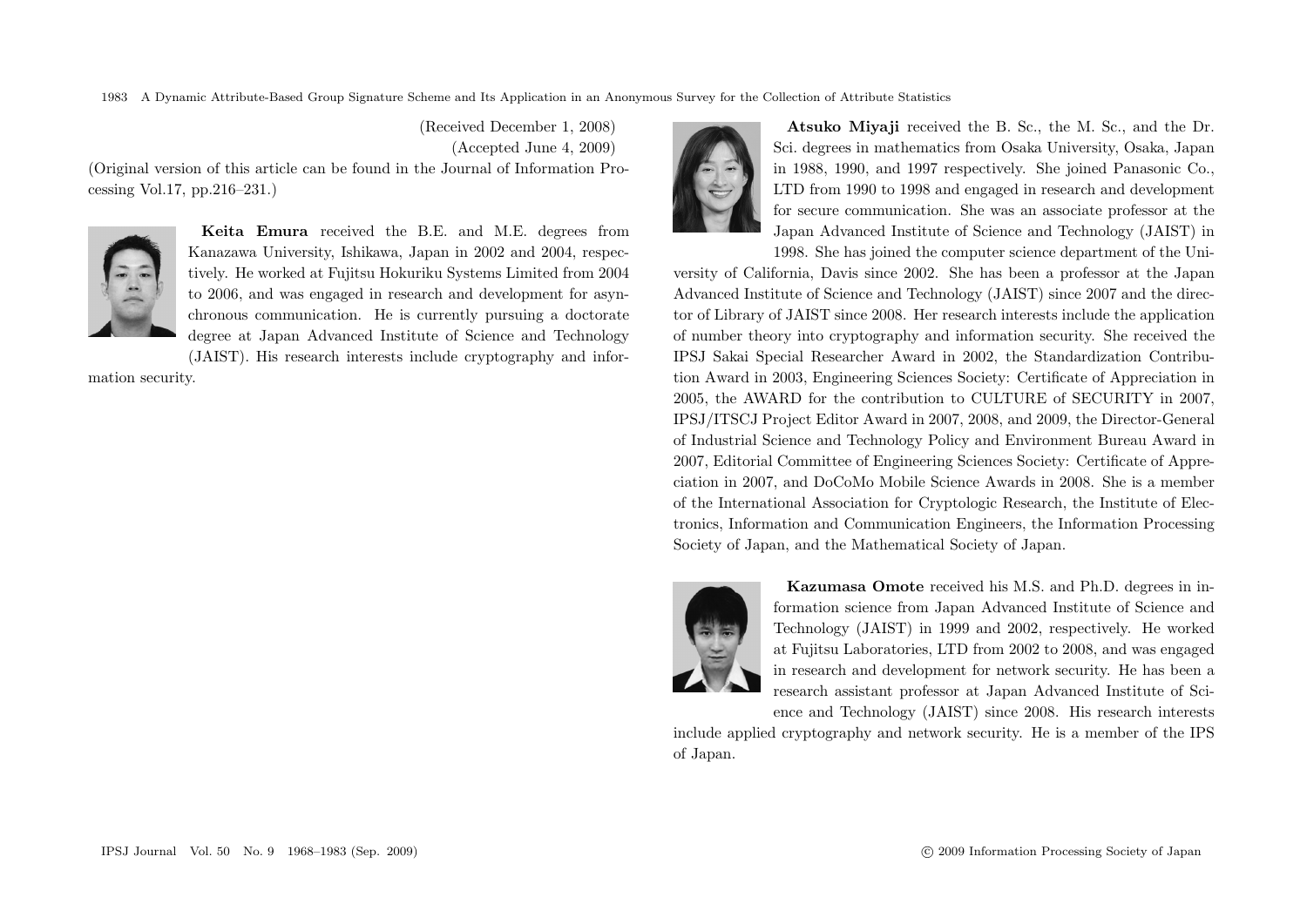(Received December 1, 2008)

(Accepted June 4, 2009)

(Original version of this article can be found in the Journal of Information Processing Vol.17, pp.216–231.)

**Keita Emura** received the B.E. and M.E. degrees from Kanazawa University, Ishikawa, Japan in 2002 and 2004, respectively. He worked at Fujitsu Hokuriku Systems Limited from 2004 to 2006, and was engaged in research and development for asynchronous communication. He is currently pursuing a doctorate degree at Japan Advanced Institute of Science and Technology (JAIST). His research interests include cryptography and information security.

**Atsuko Miyaji** received the B. Sc., the M. Sc., and the Dr. Sci. degrees in mathematics from Osaka University, Osaka, Japan in 1988, 1990, and 1997 respectively. She joined Panasonic Co., LTD from 1990 to 1998 and engaged in research and development for secure communication. She was an associate professor at the Japan Advanced Institute of Science and Technology (JAIST) in 1998. She has joined the computer science department of the University of California, Davis since 2002. She has been a professor at the Japan Advanced Institute of Science and Technology (JAIST) since 2007 and the director of Library of JAIST since 2008. Her research interests include the application of number theory into cryptography and information security. She received the IPSJ Sakai Special Researcher Award in 2002, the Standardization Contribution Award in 2003, Engineering Sciences Society: Certificate of Appreciation in 2005, the AWARD for the contribution to CULTURE of SECURITY in 2007, IPSJ/ITSCJ Project Editor Award in 2007, 2008, and 2009, the Director-General of Industrial Science and Technology Policy and Environment Bureau Award in 2007, Editorial Committee of Engineering Sciences Society: Certificate of Appreciation in 2007, and DoCoMo Mobile Science Awards in 2008. She is a member of the International Association for Cryptologic Research, the Institute of Electronics, Information and Communication Engineers, the Information Processing Society of Japan, and the Mathematical Society of Japan.

**Kazumasa Omote** received his M.S. and Ph.D. degrees in information science from Japan Advanced Institute of Science and Technology (JAIST) in 1999 and 2002, respectively. He worked at Fujitsu Laboratories, LTD from 2002 to 2008, and was engaged in research and development for network security. He has been a research assistant professor at Japan Advanced Institute of Science and Technology (JAIST) since 2008. His research interests include applied cryptography and network security. He is a member of the IPS of Japan.